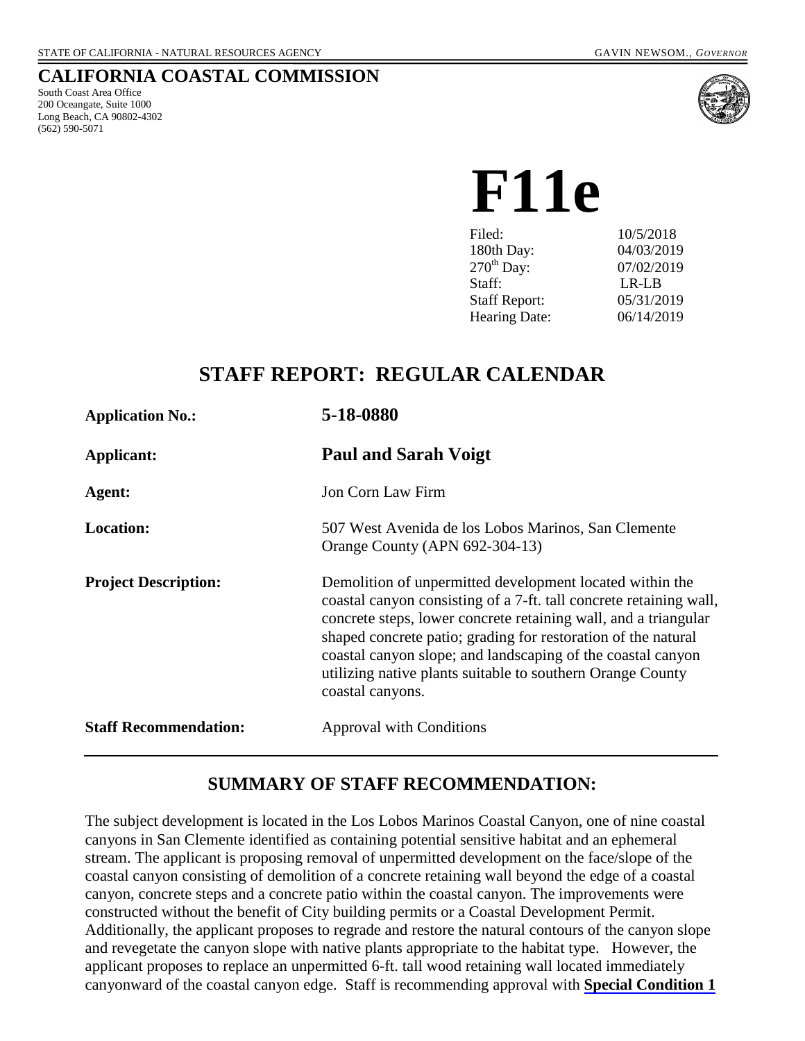STATE OF CALIFORNIA - NATURAL RESOURCES AGENCY GAVIN NEWSOM., *GOVERNOR*

# CALIFORNIA COASTAL COMMISSION

South Coast Area Office
200 Oceangate, Suite 1000
Long Beach, CA 90802-4302
(562) 590-5071

# F11e

| | |
|---|---|
| Filed: | 10/5/2018 |
| 180th Day: | 04/03/2019 |
| 270th Day: | 07/02/2019 |
| Staff: | LR-LB |
| Staff Report: | 05/31/2019 |
| Hearing Date: | 06/14/2019 |

## STAFF REPORT: REGULAR CALENDAR

| | |
|---|---|
| **Application No.:** | **5-18-0880** |
| **Applicant:** | **Paul and Sarah Voigt** |
| **Agent:** | Jon Corn Law Firm |
| **Location:** | 507 West Avenida de los Lobos Marinos, San Clemente Orange County (APN 692-304-13) |
| **Project Description:** | Demolition of unpermitted development located within the coastal canyon consisting of a 7-ft. tall concrete retaining wall, concrete steps, lower concrete retaining wall, and a triangular shaped concrete patio; grading for restoration of the natural coastal canyon slope; and landscaping of the coastal canyon utilizing native plants suitable to southern Orange County coastal canyons. |
| **Staff Recommendation:** | Approval with Conditions |

## SUMMARY OF STAFF RECOMMENDATION:

The subject development is located in the Los Lobos Marinos Coastal Canyon, one of nine coastal canyons in San Clemente identified as containing potential sensitive habitat and an ephemeral stream. The applicant is proposing removal of unpermitted development on the face/slope of the coastal canyon consisting of demolition of a concrete retaining wall beyond the edge of a coastal canyon, concrete steps and a concrete patio within the coastal canyon. The improvements were constructed without the benefit of City building permits or a Coastal Development Permit. Additionally, the applicant proposes to regrade and restore the natural contours of the canyon slope and revegetate the canyon slope with native plants appropriate to the habitat type. However, the applicant proposes to replace an unpermitted 6-ft. tall wood retaining wall located immediately canyonward of the coastal canyon edge. Staff is recommending approval with **Special Condition 1**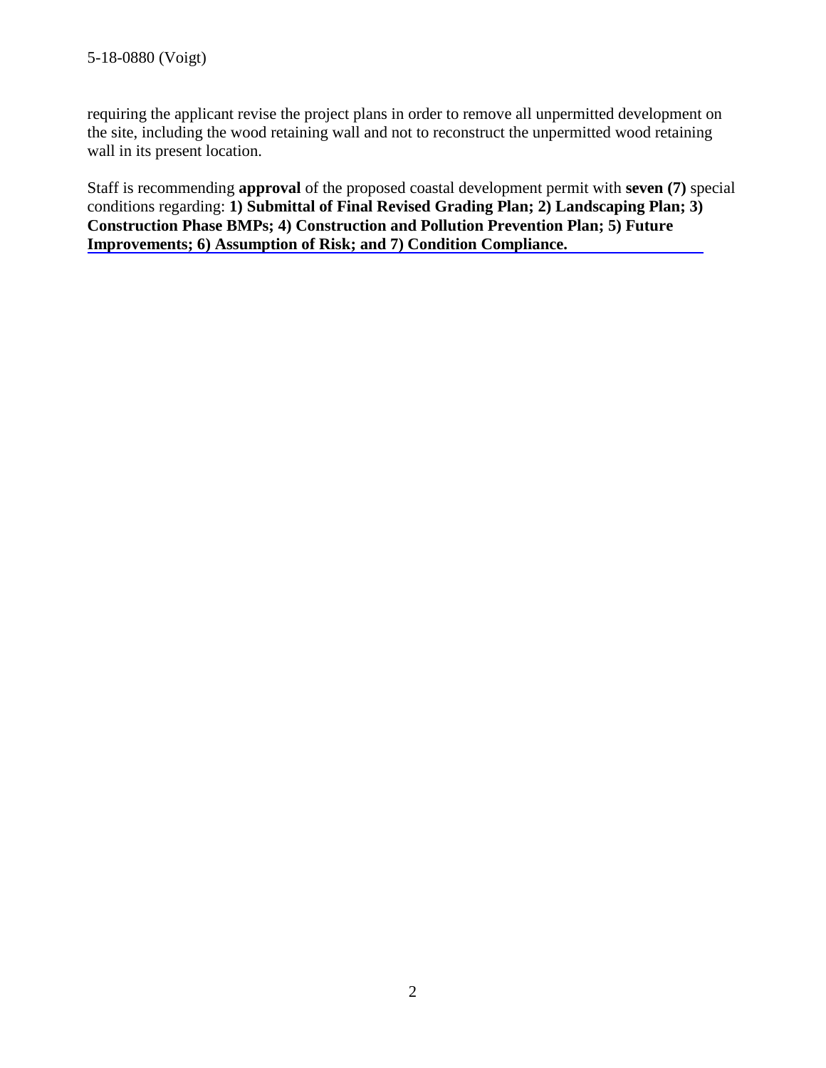requiring the applicant revise the project plans in order to remove all unpermitted development on the site, including the wood retaining wall and not to reconstruct the unpermitted wood retaining wall in its present location.

Staff is recommending **approval** of the proposed coastal development permit with **seven (7)** special conditions regarding: **1) Submittal of Final Revised Grading Plan; 2) Landscaping Plan; 3) Construction Phase BMPs; 4) Construction and Pollution Prevention Plan; 5) Future Improvements; 6) Assumption of Risk; and 7) Condition Compliance.**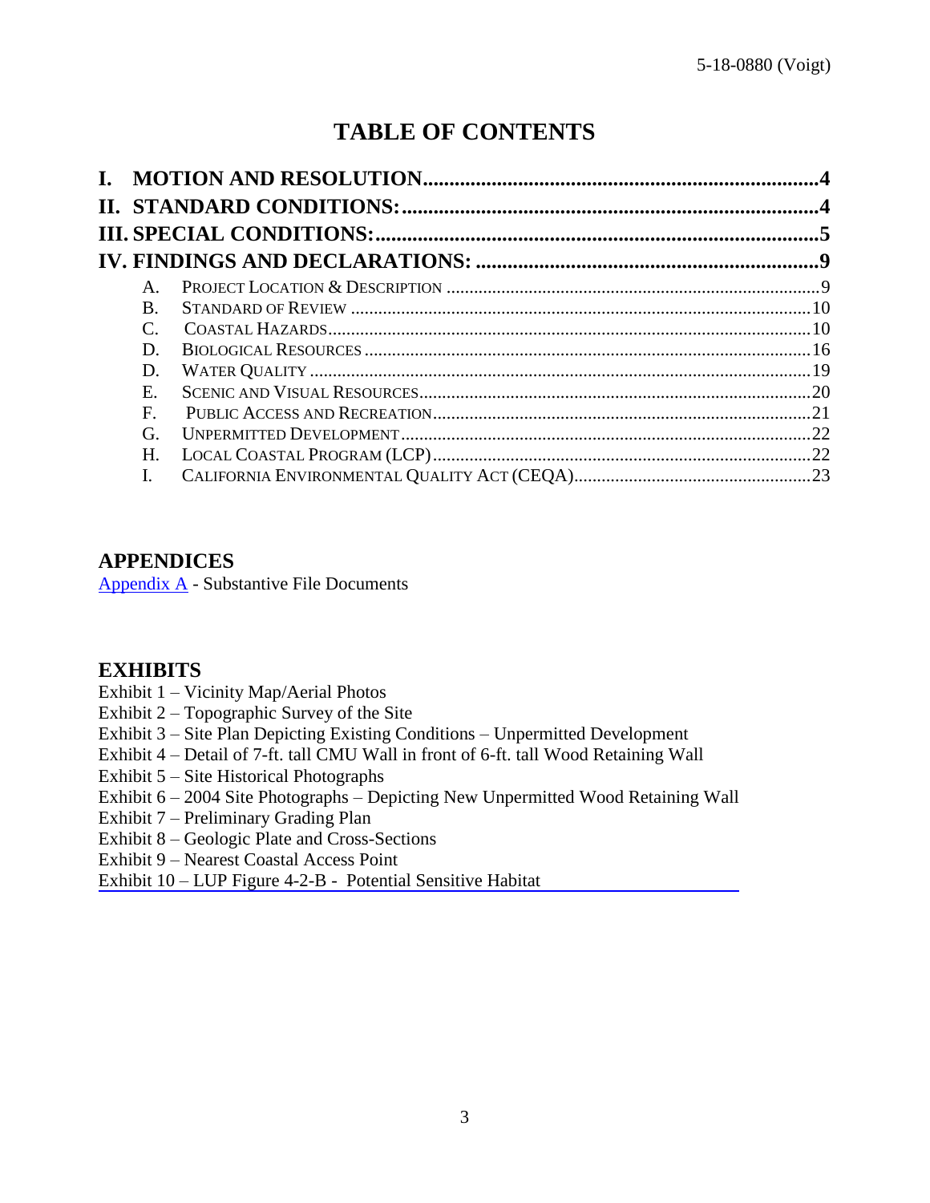# TABLE OF CONTENTS

**I. MOTION AND RESOLUTION** .......... 4

**II. STANDARD CONDITIONS:** .......... 4

**III. SPECIAL CONDITIONS:** .......... 5

**IV. FINDINGS AND DECLARATIONS:** .......... 9

- A. PROJECT LOCATION & DESCRIPTION .......... 9
- B. STANDARD OF REVIEW .......... 10
- C. COASTAL HAZARDS .......... 10
- D. BIOLOGICAL RESOURCES .......... 16
- D. WATER QUALITY .......... 19
- E. SCENIC AND VISUAL RESOURCES .......... 20
- F. PUBLIC ACCESS AND RECREATION .......... 21
- G. UNPERMITTED DEVELOPMENT .......... 22
- H. LOCAL COASTAL PROGRAM (LCP) .......... 22
- I. CALIFORNIA ENVIRONMENTAL QUALITY ACT (CEQA) .......... 23

## APPENDICES

Appendix A - Substantive File Documents

## EXHIBITS

Exhibit 1 – Vicinity Map/Aerial Photos
Exhibit 2 – Topographic Survey of the Site
Exhibit 3 – Site Plan Depicting Existing Conditions – Unpermitted Development
Exhibit 4 – Detail of 7-ft. tall CMU Wall in front of 6-ft. tall Wood Retaining Wall
Exhibit 5 – Site Historical Photographs
Exhibit 6 – 2004 Site Photographs – Depicting New Unpermitted Wood Retaining Wall
Exhibit 7 – Preliminary Grading Plan
Exhibit 8 – Geologic Plate and Cross-Sections
Exhibit 9 – Nearest Coastal Access Point
Exhibit 10 – LUP Figure 4-2-B - Potential Sensitive Habitat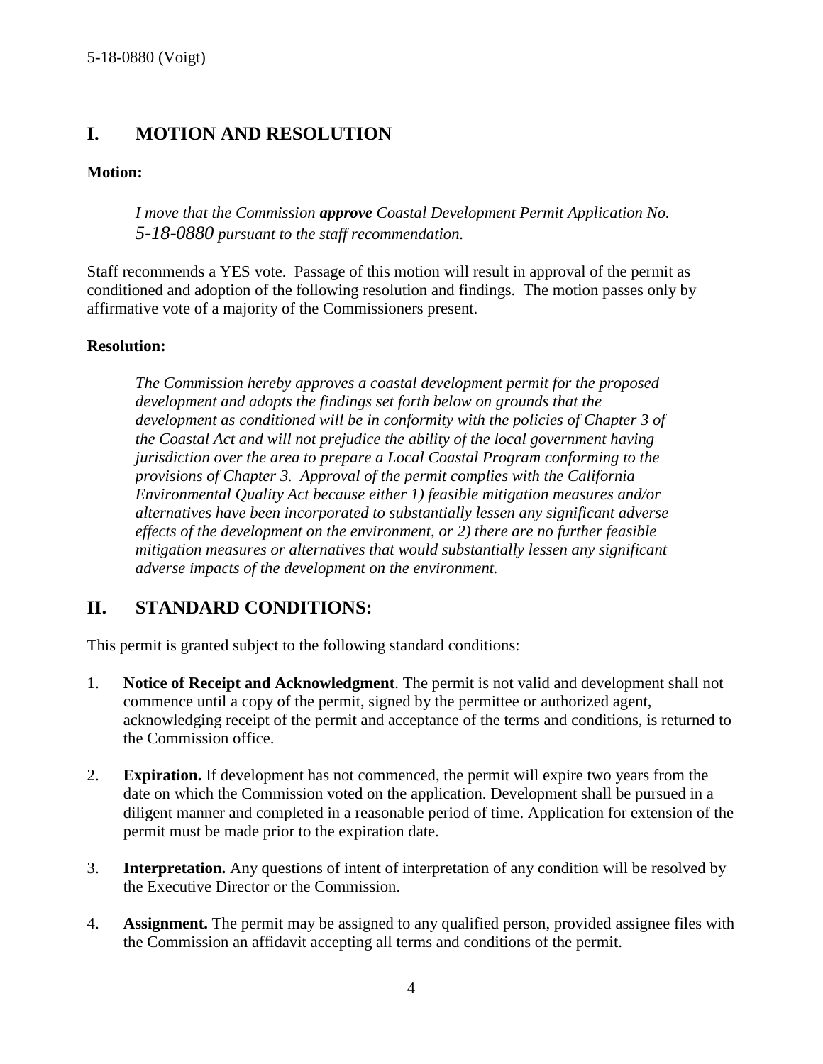## I. MOTION AND RESOLUTION

**Motion:**

> *I move that the Commission **approve** Coastal Development Permit Application No. 5-18-0880 pursuant to the staff recommendation.*

Staff recommends a YES vote. Passage of this motion will result in approval of the permit as conditioned and adoption of the following resolution and findings. The motion passes only by affirmative vote of a majority of the Commissioners present.

**Resolution:**

> *The Commission hereby approves a coastal development permit for the proposed development and adopts the findings set forth below on grounds that the development as conditioned will be in conformity with the policies of Chapter 3 of the Coastal Act and will not prejudice the ability of the local government having jurisdiction over the area to prepare a Local Coastal Program conforming to the provisions of Chapter 3. Approval of the permit complies with the California Environmental Quality Act because either 1) feasible mitigation measures and/or alternatives have been incorporated to substantially lessen any significant adverse effects of the development on the environment, or 2) there are no further feasible mitigation measures or alternatives that would substantially lessen any significant adverse impacts of the development on the environment.*

## II. STANDARD CONDITIONS:

This permit is granted subject to the following standard conditions:

1. **Notice of Receipt and Acknowledgment**. The permit is not valid and development shall not commence until a copy of the permit, signed by the permittee or authorized agent, acknowledging receipt of the permit and acceptance of the terms and conditions, is returned to the Commission office.

2. **Expiration.** If development has not commenced, the permit will expire two years from the date on which the Commission voted on the application. Development shall be pursued in a diligent manner and completed in a reasonable period of time. Application for extension of the permit must be made prior to the expiration date.

3. **Interpretation.** Any questions of intent of interpretation of any condition will be resolved by the Executive Director or the Commission.

4. **Assignment.** The permit may be assigned to any qualified person, provided assignee files with the Commission an affidavit accepting all terms and conditions of the permit.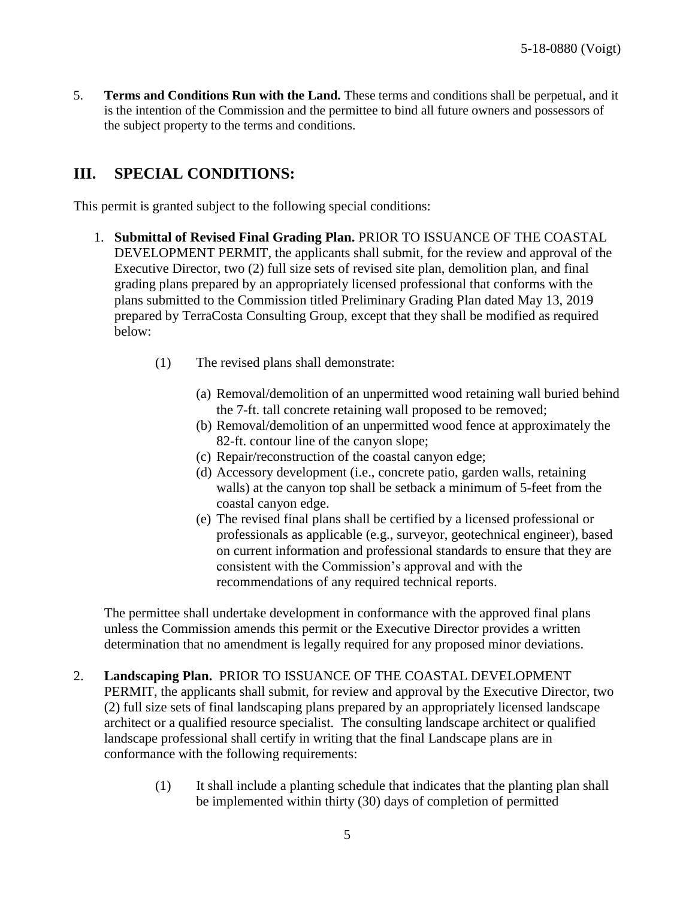5. **Terms and Conditions Run with the Land.** These terms and conditions shall be perpetual, and it is the intention of the Commission and the permittee to bind all future owners and possessors of the subject property to the terms and conditions.

## III. SPECIAL CONDITIONS:

This permit is granted subject to the following special conditions:

1. **Submittal of Revised Final Grading Plan.** PRIOR TO ISSUANCE OF THE COASTAL DEVELOPMENT PERMIT, the applicants shall submit, for the review and approval of the Executive Director, two (2) full size sets of revised site plan, demolition plan, and final grading plans prepared by an appropriately licensed professional that conforms with the plans submitted to the Commission titled Preliminary Grading Plan dated May 13, 2019 prepared by TerraCosta Consulting Group, except that they shall be modified as required below:

   (1) The revised plans shall demonstrate:

   (a) Removal/demolition of an unpermitted wood retaining wall buried behind the 7-ft. tall concrete retaining wall proposed to be removed;
   (b) Removal/demolition of an unpermitted wood fence at approximately the 82-ft. contour line of the canyon slope;
   (c) Repair/reconstruction of the coastal canyon edge;
   (d) Accessory development (i.e., concrete patio, garden walls, retaining walls) at the canyon top shall be setback a minimum of 5-feet from the coastal canyon edge.
   (e) The revised final plans shall be certified by a licensed professional or professionals as applicable (e.g., surveyor, geotechnical engineer), based on current information and professional standards to ensure that they are consistent with the Commission's approval and with the recommendations of any required technical reports.

   The permittee shall undertake development in conformance with the approved final plans unless the Commission amends this permit or the Executive Director provides a written determination that no amendment is legally required for any proposed minor deviations.

2. **Landscaping Plan.** PRIOR TO ISSUANCE OF THE COASTAL DEVELOPMENT PERMIT, the applicants shall submit, for review and approval by the Executive Director, two (2) full size sets of final landscaping plans prepared by an appropriately licensed landscape architect or a qualified resource specialist. The consulting landscape architect or qualified landscape professional shall certify in writing that the final Landscape plans are in conformance with the following requirements:

   (1) It shall include a planting schedule that indicates that the planting plan shall be implemented within thirty (30) days of completion of permitted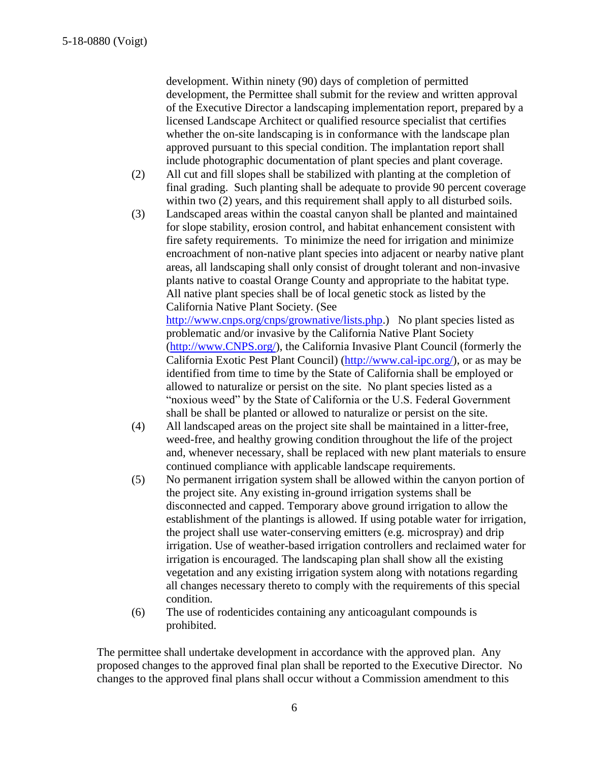development. Within ninety (90) days of completion of permitted development, the Permittee shall submit for the review and written approval of the Executive Director a landscaping implementation report, prepared by a licensed Landscape Architect or qualified resource specialist that certifies whether the on-site landscaping is in conformance with the landscape plan approved pursuant to this special condition. The implantation report shall include photographic documentation of plant species and plant coverage.

(2) All cut and fill slopes shall be stabilized with planting at the completion of final grading. Such planting shall be adequate to provide 90 percent coverage within two (2) years, and this requirement shall apply to all disturbed soils.

(3) Landscaped areas within the coastal canyon shall be planted and maintained for slope stability, erosion control, and habitat enhancement consistent with fire safety requirements. To minimize the need for irrigation and minimize encroachment of non-native plant species into adjacent or nearby native plant areas, all landscaping shall only consist of drought tolerant and non-invasive plants native to coastal Orange County and appropriate to the habitat type. All native plant species shall be of local genetic stock as listed by the California Native Plant Society. (See [http://www.cnps.org/cnps/grownative/lists.php](http://www.cnps.org/cnps/grownative/lists.php).) No plant species listed as problematic and/or invasive by the California Native Plant Society ([http://www.CNPS.org/](http://www.CNPS.org/)), the California Invasive Plant Council (formerly the California Exotic Pest Plant Council) ([http://www.cal-ipc.org/](http://www.cal-ipc.org/)), or as may be identified from time to time by the State of California shall be employed or allowed to naturalize or persist on the site. No plant species listed as a "noxious weed" by the State of California or the U.S. Federal Government shall be shall be planted or allowed to naturalize or persist on the site.

(4) All landscaped areas on the project site shall be maintained in a litter-free, weed-free, and healthy growing condition throughout the life of the project and, whenever necessary, shall be replaced with new plant materials to ensure continued compliance with applicable landscape requirements.

(5) No permanent irrigation system shall be allowed within the canyon portion of the project site. Any existing in-ground irrigation systems shall be disconnected and capped. Temporary above ground irrigation to allow the establishment of the plantings is allowed. If using potable water for irrigation, the project shall use water-conserving emitters (e.g. microspray) and drip irrigation. Use of weather-based irrigation controllers and reclaimed water for irrigation is encouraged. The landscaping plan shall show all the existing vegetation and any existing irrigation system along with notations regarding all changes necessary thereto to comply with the requirements of this special condition.

(6) The use of rodenticides containing any anticoagulant compounds is prohibited.

The permittee shall undertake development in accordance with the approved plan. Any proposed changes to the approved final plan shall be reported to the Executive Director. No changes to the approved final plans shall occur without a Commission amendment to this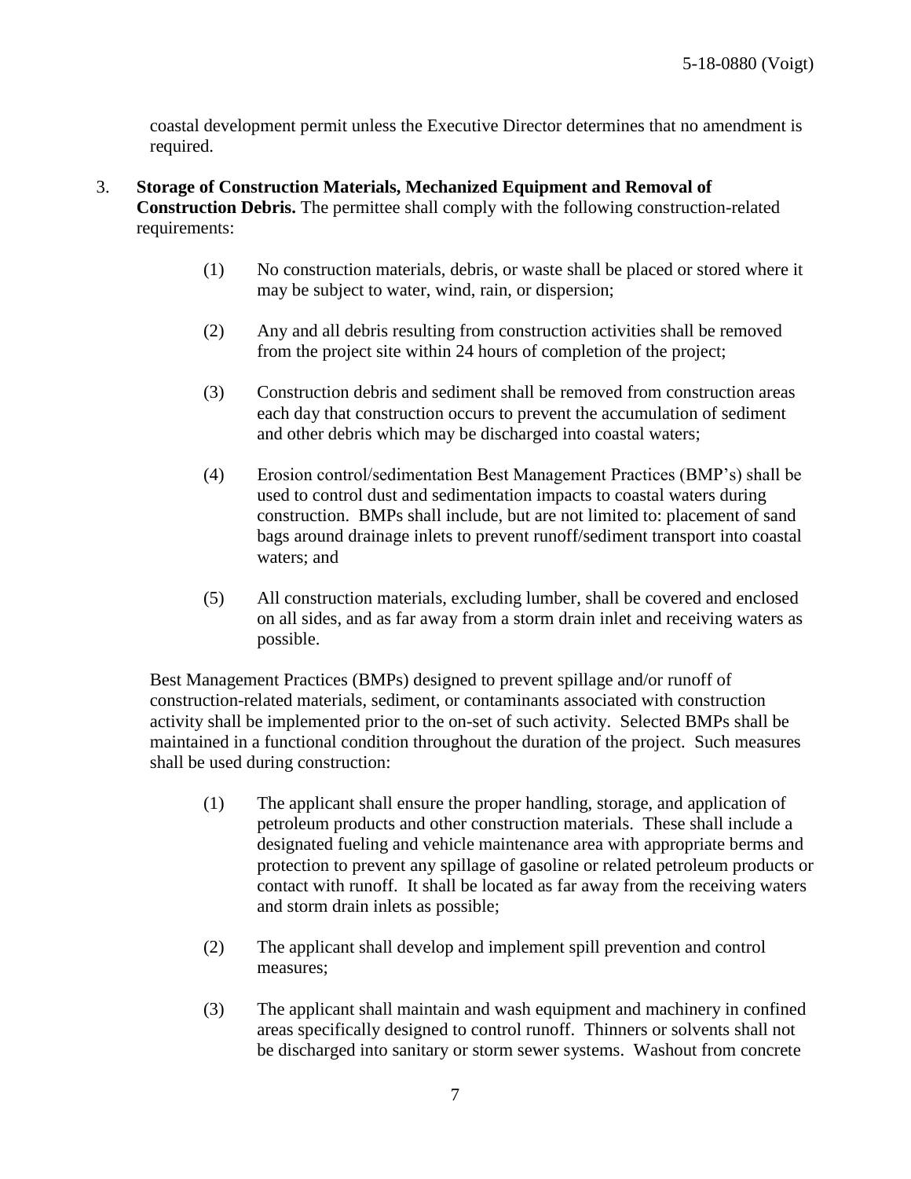coastal development permit unless the Executive Director determines that no amendment is required.

3. **Storage of Construction Materials, Mechanized Equipment and Removal of Construction Debris.** The permittee shall comply with the following construction-related requirements:

   (1) No construction materials, debris, or waste shall be placed or stored where it may be subject to water, wind, rain, or dispersion;

   (2) Any and all debris resulting from construction activities shall be removed from the project site within 24 hours of completion of the project;

   (3) Construction debris and sediment shall be removed from construction areas each day that construction occurs to prevent the accumulation of sediment and other debris which may be discharged into coastal waters;

   (4) Erosion control/sedimentation Best Management Practices (BMP's) shall be used to control dust and sedimentation impacts to coastal waters during construction. BMPs shall include, but are not limited to: placement of sand bags around drainage inlets to prevent runoff/sediment transport into coastal waters; and

   (5) All construction materials, excluding lumber, shall be covered and enclosed on all sides, and as far away from a storm drain inlet and receiving waters as possible.

   Best Management Practices (BMPs) designed to prevent spillage and/or runoff of construction-related materials, sediment, or contaminants associated with construction activity shall be implemented prior to the on-set of such activity. Selected BMPs shall be maintained in a functional condition throughout the duration of the project. Such measures shall be used during construction:

   (1) The applicant shall ensure the proper handling, storage, and application of petroleum products and other construction materials. These shall include a designated fueling and vehicle maintenance area with appropriate berms and protection to prevent any spillage of gasoline or related petroleum products or contact with runoff. It shall be located as far away from the receiving waters and storm drain inlets as possible;

   (2) The applicant shall develop and implement spill prevention and control measures;

   (3) The applicant shall maintain and wash equipment and machinery in confined areas specifically designed to control runoff. Thinners or solvents shall not be discharged into sanitary or storm sewer systems. Washout from concrete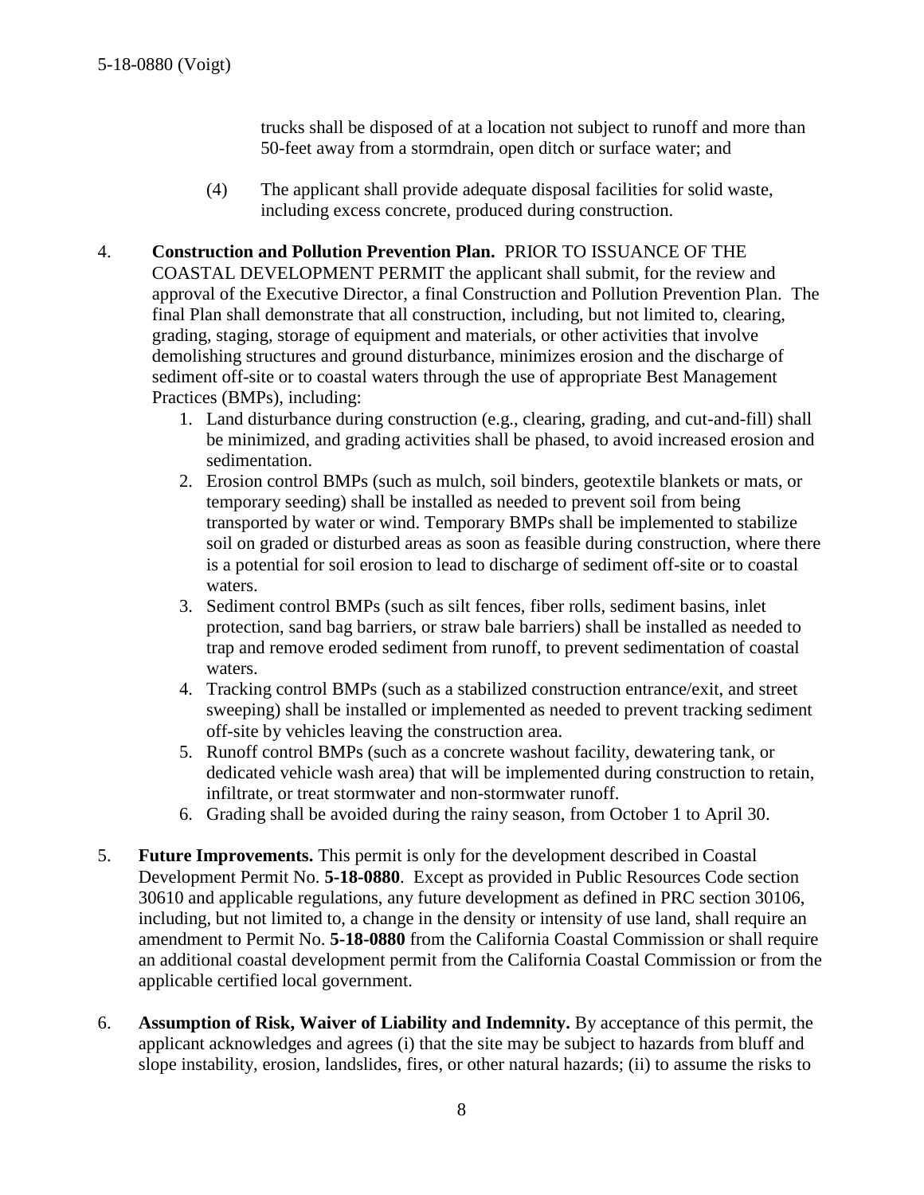trucks shall be disposed of at a location not subject to runoff and more than 50-feet away from a stormdrain, open ditch or surface water; and

(4) The applicant shall provide adequate disposal facilities for solid waste, including excess concrete, produced during construction.

4. **Construction and Pollution Prevention Plan.** PRIOR TO ISSUANCE OF THE COASTAL DEVELOPMENT PERMIT the applicant shall submit, for the review and approval of the Executive Director, a final Construction and Pollution Prevention Plan. The final Plan shall demonstrate that all construction, including, but not limited to, clearing, grading, staging, storage of equipment and materials, or other activities that involve demolishing structures and ground disturbance, minimizes erosion and the discharge of sediment off-site or to coastal waters through the use of appropriate Best Management Practices (BMPs), including:
   1. Land disturbance during construction (e.g., clearing, grading, and cut-and-fill) shall be minimized, and grading activities shall be phased, to avoid increased erosion and sedimentation.
   2. Erosion control BMPs (such as mulch, soil binders, geotextile blankets or mats, or temporary seeding) shall be installed as needed to prevent soil from being transported by water or wind. Temporary BMPs shall be implemented to stabilize soil on graded or disturbed areas as soon as feasible during construction, where there is a potential for soil erosion to lead to discharge of sediment off-site or to coastal waters.
   3. Sediment control BMPs (such as silt fences, fiber rolls, sediment basins, inlet protection, sand bag barriers, or straw bale barriers) shall be installed as needed to trap and remove eroded sediment from runoff, to prevent sedimentation of coastal waters.
   4. Tracking control BMPs (such as a stabilized construction entrance/exit, and street sweeping) shall be installed or implemented as needed to prevent tracking sediment off-site by vehicles leaving the construction area.
   5. Runoff control BMPs (such as a concrete washout facility, dewatering tank, or dedicated vehicle wash area) that will be implemented during construction to retain, infiltrate, or treat stormwater and non-stormwater runoff.
   6. Grading shall be avoided during the rainy season, from October 1 to April 30.

5. **Future Improvements.** This permit is only for the development described in Coastal Development Permit No. **5-18-0880**. Except as provided in Public Resources Code section 30610 and applicable regulations, any future development as defined in PRC section 30106, including, but not limited to, a change in the density or intensity of use land, shall require an amendment to Permit No. **5-18-0880** from the California Coastal Commission or shall require an additional coastal development permit from the California Coastal Commission or from the applicable certified local government.

6. **Assumption of Risk, Waiver of Liability and Indemnity.** By acceptance of this permit, the applicant acknowledges and agrees (i) that the site may be subject to hazards from bluff and slope instability, erosion, landslides, fires, or other natural hazards; (ii) to assume the risks to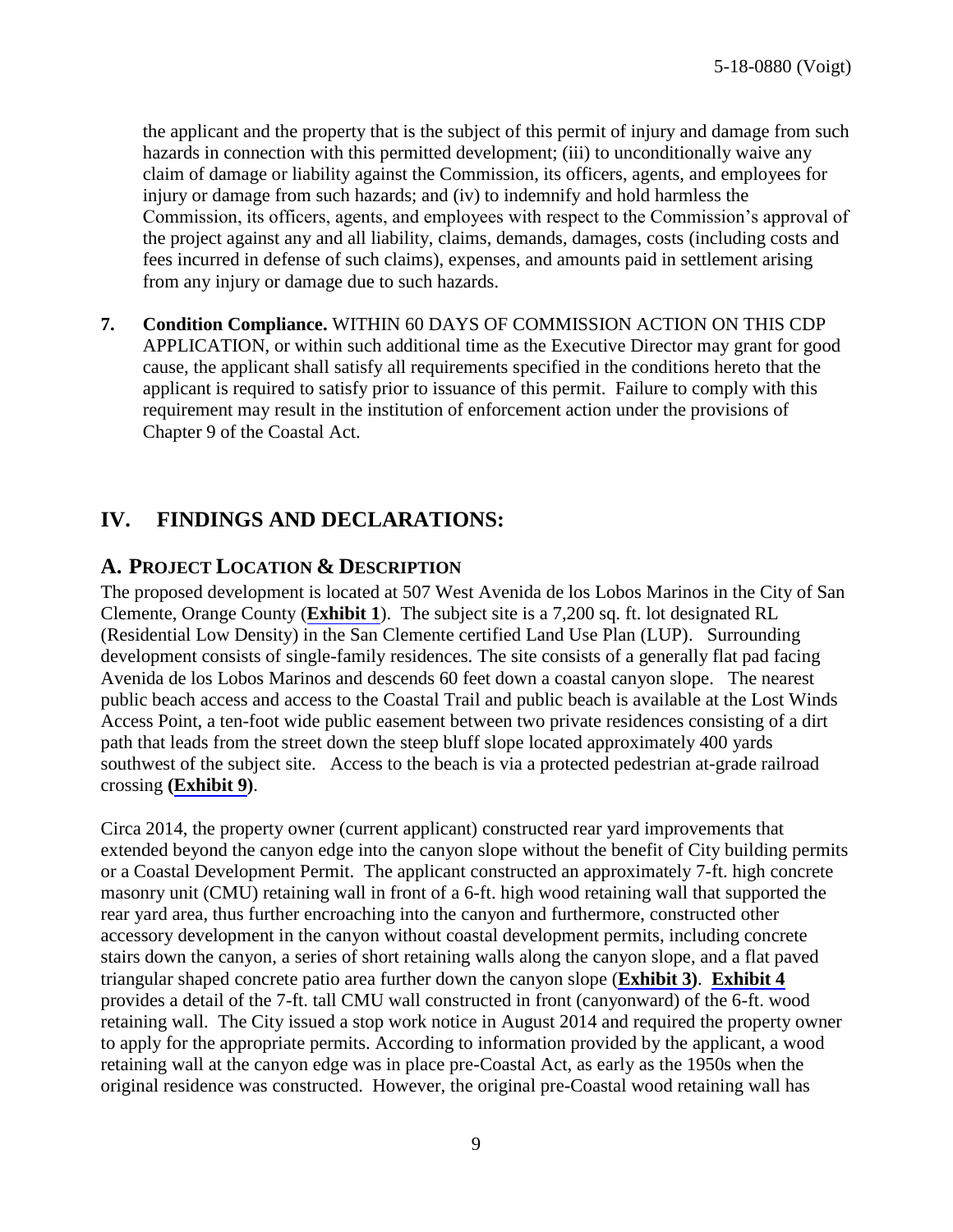the applicant and the property that is the subject of this permit of injury and damage from such hazards in connection with this permitted development; (iii) to unconditionally waive any claim of damage or liability against the Commission, its officers, agents, and employees for injury or damage from such hazards; and (iv) to indemnify and hold harmless the Commission, its officers, agents, and employees with respect to the Commission's approval of the project against any and all liability, claims, demands, damages, costs (including costs and fees incurred in defense of such claims), expenses, and amounts paid in settlement arising from any injury or damage due to such hazards.

7. **Condition Compliance.** WITHIN 60 DAYS OF COMMISSION ACTION ON THIS CDP APPLICATION, or within such additional time as the Executive Director may grant for good cause, the applicant shall satisfy all requirements specified in the conditions hereto that the applicant is required to satisfy prior to issuance of this permit. Failure to comply with this requirement may result in the institution of enforcement action under the provisions of Chapter 9 of the Coastal Act.

# IV. FINDINGS AND DECLARATIONS:

## A. PROJECT LOCATION & DESCRIPTION

The proposed development is located at 507 West Avenida de los Lobos Marinos in the City of San Clemente, Orange County (**Exhibit 1**). The subject site is a 7,200 sq. ft. lot designated RL (Residential Low Density) in the San Clemente certified Land Use Plan (LUP). Surrounding development consists of single-family residences. The site consists of a generally flat pad facing Avenida de los Lobos Marinos and descends 60 feet down a coastal canyon slope. The nearest public beach access and access to the Coastal Trail and public beach is available at the Lost Winds Access Point, a ten-foot wide public easement between two private residences consisting of a dirt path that leads from the street down the steep bluff slope located approximately 400 yards southwest of the subject site. Access to the beach is via a protected pedestrian at-grade railroad crossing **(Exhibit 9)**.

Circa 2014, the property owner (current applicant) constructed rear yard improvements that extended beyond the canyon edge into the canyon slope without the benefit of City building permits or a Coastal Development Permit. The applicant constructed an approximately 7-ft. high concrete masonry unit (CMU) retaining wall in front of a 6-ft. high wood retaining wall that supported the rear yard area, thus further encroaching into the canyon and furthermore, constructed other accessory development in the canyon without coastal development permits, including concrete stairs down the canyon, a series of short retaining walls along the canyon slope, and a flat paved triangular shaped concrete patio area further down the canyon slope (**Exhibit 3**). **Exhibit 4** provides a detail of the 7-ft. tall CMU wall constructed in front (canyonward) of the 6-ft. wood retaining wall. The City issued a stop work notice in August 2014 and required the property owner to apply for the appropriate permits. According to information provided by the applicant, a wood retaining wall at the canyon edge was in place pre-Coastal Act, as early as the 1950s when the original residence was constructed. However, the original pre-Coastal wood retaining wall has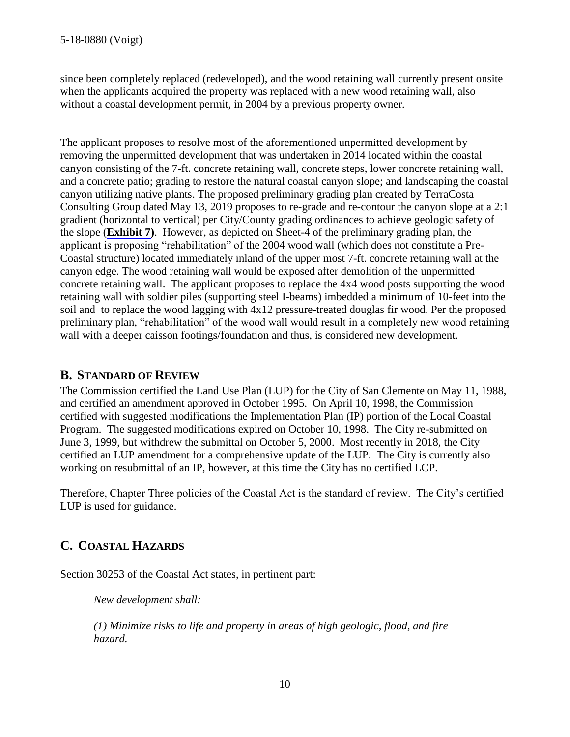since been completely replaced (redeveloped), and the wood retaining wall currently present onsite when the applicants acquired the property was replaced with a new wood retaining wall, also without a coastal development permit, in 2004 by a previous property owner.

The applicant proposes to resolve most of the aforementioned unpermitted development by removing the unpermitted development that was undertaken in 2014 located within the coastal canyon consisting of the 7-ft. concrete retaining wall, concrete steps, lower concrete retaining wall, and a concrete patio; grading to restore the natural coastal canyon slope; and landscaping the coastal canyon utilizing native plants. The proposed preliminary grading plan created by TerraCosta Consulting Group dated May 13, 2019 proposes to re-grade and re-contour the canyon slope at a 2:1 gradient (horizontal to vertical) per City/County grading ordinances to achieve geologic safety of the slope (**Exhibit 7**). However, as depicted on Sheet-4 of the preliminary grading plan, the applicant is proposing "rehabilitation" of the 2004 wood wall (which does not constitute a Pre-Coastal structure) located immediately inland of the upper most 7-ft. concrete retaining wall at the canyon edge. The wood retaining wall would be exposed after demolition of the unpermitted concrete retaining wall. The applicant proposes to replace the 4x4 wood posts supporting the wood retaining wall with soldier piles (supporting steel I-beams) imbedded a minimum of 10-feet into the soil and to replace the wood lagging with 4x12 pressure-treated douglas fir wood. Per the proposed preliminary plan, "rehabilitation" of the wood wall would result in a completely new wood retaining wall with a deeper caisson footings/foundation and thus, is considered new development.

## B. Standard of Review

The Commission certified the Land Use Plan (LUP) for the City of San Clemente on May 11, 1988, and certified an amendment approved in October 1995. On April 10, 1998, the Commission certified with suggested modifications the Implementation Plan (IP) portion of the Local Coastal Program. The suggested modifications expired on October 10, 1998. The City re-submitted on June 3, 1999, but withdrew the submittal on October 5, 2000. Most recently in 2018, the City certified an LUP amendment for a comprehensive update of the LUP. The City is currently also working on resubmittal of an IP, however, at this time the City has no certified LCP.

Therefore, Chapter Three policies of the Coastal Act is the standard of review. The City's certified LUP is used for guidance.

## C. Coastal Hazards

Section 30253 of the Coastal Act states, in pertinent part:

> *New development shall:*
>
> *(1) Minimize risks to life and property in areas of high geologic, flood, and fire hazard.*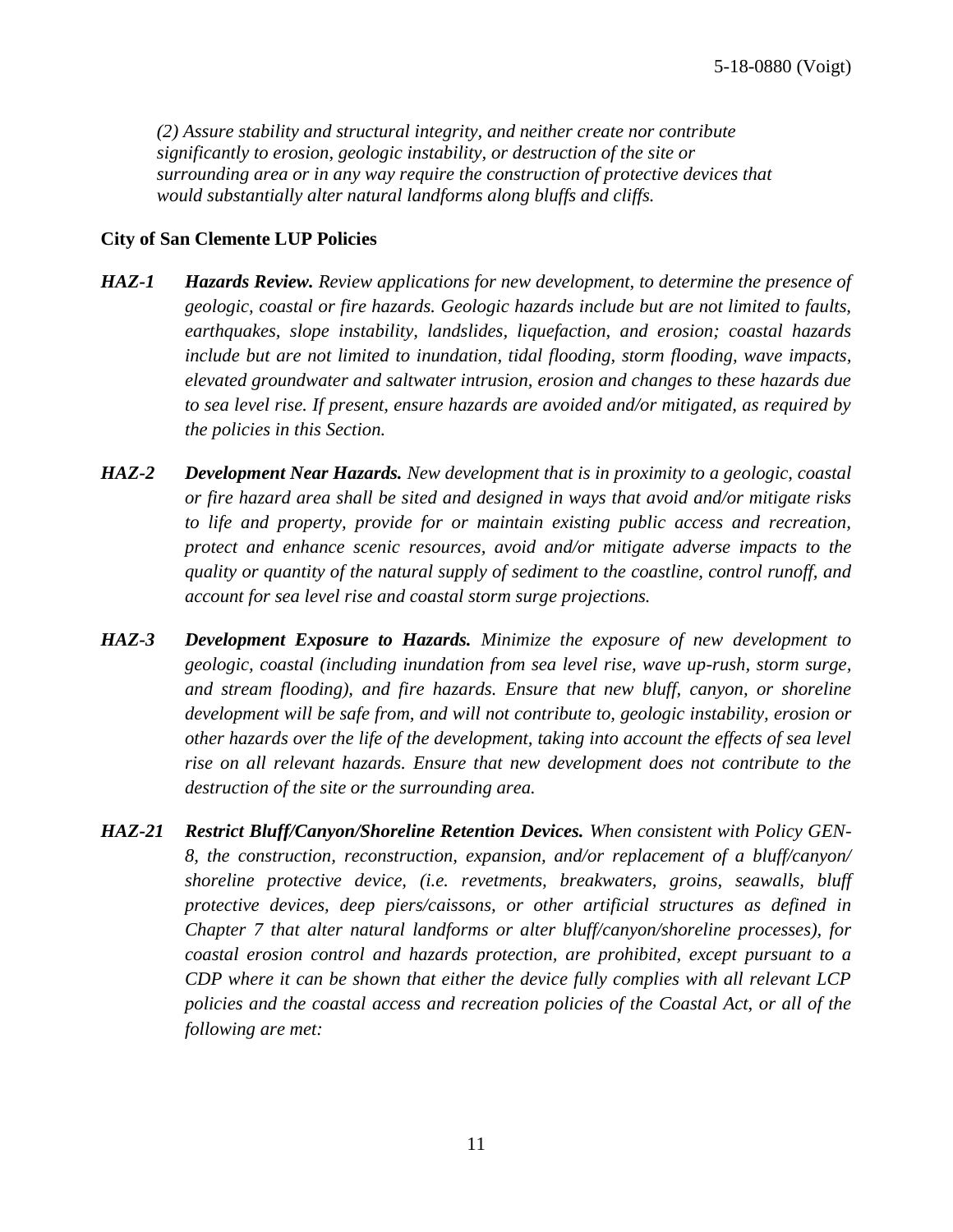*(2) Assure stability and structural integrity, and neither create nor contribute significantly to erosion, geologic instability, or destruction of the site or surrounding area or in any way require the construction of protective devices that would substantially alter natural landforms along bluffs and cliffs.*

**City of San Clemente LUP Policies**

***HAZ-1*** ***Hazards Review.*** *Review applications for new development, to determine the presence of geologic, coastal or fire hazards. Geologic hazards include but are not limited to faults, earthquakes, slope instability, landslides, liquefaction, and erosion; coastal hazards include but are not limited to inundation, tidal flooding, storm flooding, wave impacts, elevated groundwater and saltwater intrusion, erosion and changes to these hazards due to sea level rise. If present, ensure hazards are avoided and/or mitigated, as required by the policies in this Section.*

***HAZ-2*** ***Development Near Hazards.*** *New development that is in proximity to a geologic, coastal or fire hazard area shall be sited and designed in ways that avoid and/or mitigate risks to life and property, provide for or maintain existing public access and recreation, protect and enhance scenic resources, avoid and/or mitigate adverse impacts to the quality or quantity of the natural supply of sediment to the coastline, control runoff, and account for sea level rise and coastal storm surge projections.*

***HAZ-3*** ***Development Exposure to Hazards.*** *Minimize the exposure of new development to geologic, coastal (including inundation from sea level rise, wave up-rush, storm surge, and stream flooding), and fire hazards. Ensure that new bluff, canyon, or shoreline development will be safe from, and will not contribute to, geologic instability, erosion or other hazards over the life of the development, taking into account the effects of sea level rise on all relevant hazards. Ensure that new development does not contribute to the destruction of the site or the surrounding area.*

***HAZ-21*** ***Restrict Bluff/Canyon/Shoreline Retention Devices.*** *When consistent with Policy GEN-8, the construction, reconstruction, expansion, and/or replacement of a bluff/canyon/ shoreline protective device, (i.e. revetments, breakwaters, groins, seawalls, bluff protective devices, deep piers/caissons, or other artificial structures as defined in Chapter 7 that alter natural landforms or alter bluff/canyon/shoreline processes), for coastal erosion control and hazards protection, are prohibited, except pursuant to a CDP where it can be shown that either the device fully complies with all relevant LCP policies and the coastal access and recreation policies of the Coastal Act, or all of the following are met:*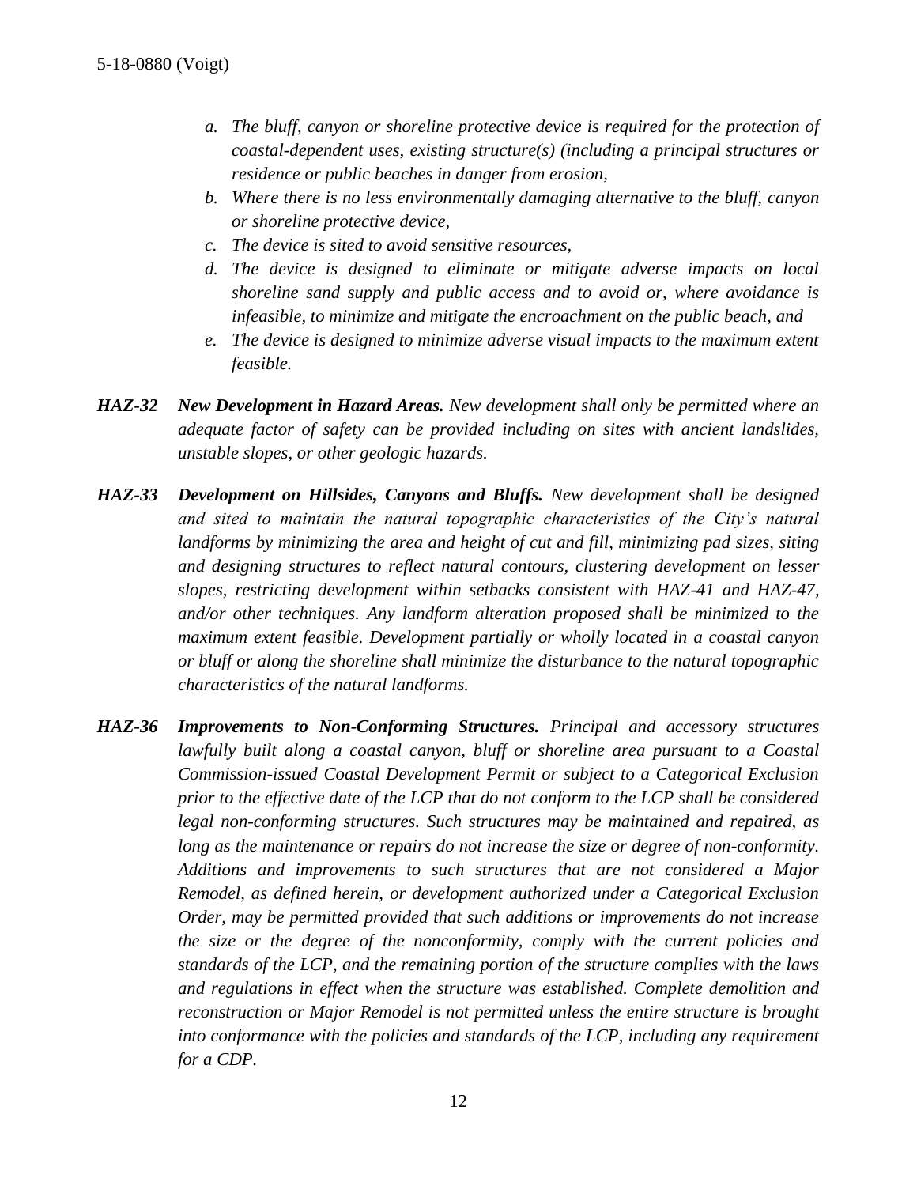- a. *The bluff, canyon or shoreline protective device is required for the protection of coastal-dependent uses, existing structure(s) (including a principal structures or residence or public beaches in danger from erosion,*
- b. *Where there is no less environmentally damaging alternative to the bluff, canyon or shoreline protective device,*
- c. *The device is sited to avoid sensitive resources,*
- d. *The device is designed to eliminate or mitigate adverse impacts on local shoreline sand supply and public access and to avoid or, where avoidance is infeasible, to minimize and mitigate the encroachment on the public beach, and*
- e. *The device is designed to minimize adverse visual impacts to the maximum extent feasible.*

***HAZ-32*** ***New Development in Hazard Areas.*** *New development shall only be permitted where an adequate factor of safety can be provided including on sites with ancient landslides, unstable slopes, or other geologic hazards.*

***HAZ-33*** ***Development on Hillsides, Canyons and Bluffs.*** *New development shall be designed and sited to maintain the natural topographic characteristics of the City's natural landforms by minimizing the area and height of cut and fill, minimizing pad sizes, siting and designing structures to reflect natural contours, clustering development on lesser slopes, restricting development within setbacks consistent with HAZ-41 and HAZ-47, and/or other techniques. Any landform alteration proposed shall be minimized to the maximum extent feasible. Development partially or wholly located in a coastal canyon or bluff or along the shoreline shall minimize the disturbance to the natural topographic characteristics of the natural landforms.*

***HAZ-36*** ***Improvements to Non-Conforming Structures.*** *Principal and accessory structures lawfully built along a coastal canyon, bluff or shoreline area pursuant to a Coastal Commission-issued Coastal Development Permit or subject to a Categorical Exclusion prior to the effective date of the LCP that do not conform to the LCP shall be considered legal non-conforming structures. Such structures may be maintained and repaired, as long as the maintenance or repairs do not increase the size or degree of non-conformity. Additions and improvements to such structures that are not considered a Major Remodel, as defined herein, or development authorized under a Categorical Exclusion Order, may be permitted provided that such additions or improvements do not increase the size or the degree of the nonconformity, comply with the current policies and standards of the LCP, and the remaining portion of the structure complies with the laws and regulations in effect when the structure was established. Complete demolition and reconstruction or Major Remodel is not permitted unless the entire structure is brought into conformance with the policies and standards of the LCP, including any requirement for a CDP.*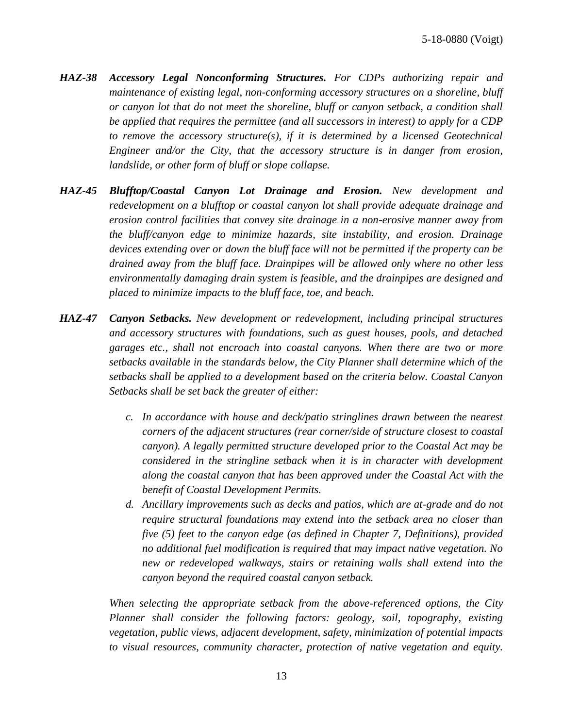***HAZ-38 Accessory Legal Nonconforming Structures.*** *For CDPs authorizing repair and maintenance of existing legal, non-conforming accessory structures on a shoreline, bluff or canyon lot that do not meet the shoreline, bluff or canyon setback, a condition shall be applied that requires the permittee (and all successors in interest) to apply for a CDP to remove the accessory structure(s), if it is determined by a licensed Geotechnical Engineer and/or the City, that the accessory structure is in danger from erosion, landslide, or other form of bluff or slope collapse.*

***HAZ-45 Blufftop/Coastal Canyon Lot Drainage and Erosion.*** *New development and redevelopment on a blufftop or coastal canyon lot shall provide adequate drainage and erosion control facilities that convey site drainage in a non-erosive manner away from the bluff/canyon edge to minimize hazards, site instability, and erosion. Drainage devices extending over or down the bluff face will not be permitted if the property can be drained away from the bluff face. Drainpipes will be allowed only where no other less environmentally damaging drain system is feasible, and the drainpipes are designed and placed to minimize impacts to the bluff face, toe, and beach.*

***HAZ-47 Canyon Setbacks.*** *New development or redevelopment, including principal structures and accessory structures with foundations, such as guest houses, pools, and detached garages etc., shall not encroach into coastal canyons. When there are two or more setbacks available in the standards below, the City Planner shall determine which of the setbacks shall be applied to a development based on the criteria below. Coastal Canyon Setbacks shall be set back the greater of either:*

*c. In accordance with house and deck/patio stringlines drawn between the nearest corners of the adjacent structures (rear corner/side of structure closest to coastal canyon). A legally permitted structure developed prior to the Coastal Act may be considered in the stringline setback when it is in character with development along the coastal canyon that has been approved under the Coastal Act with the benefit of Coastal Development Permits.*

*d. Ancillary improvements such as decks and patios, which are at-grade and do not require structural foundations may extend into the setback area no closer than five (5) feet to the canyon edge (as defined in Chapter 7, Definitions), provided no additional fuel modification is required that may impact native vegetation. No new or redeveloped walkways, stairs or retaining walls shall extend into the canyon beyond the required coastal canyon setback.*

*When selecting the appropriate setback from the above-referenced options, the City Planner shall consider the following factors: geology, soil, topography, existing vegetation, public views, adjacent development, safety, minimization of potential impacts to visual resources, community character, protection of native vegetation and equity.*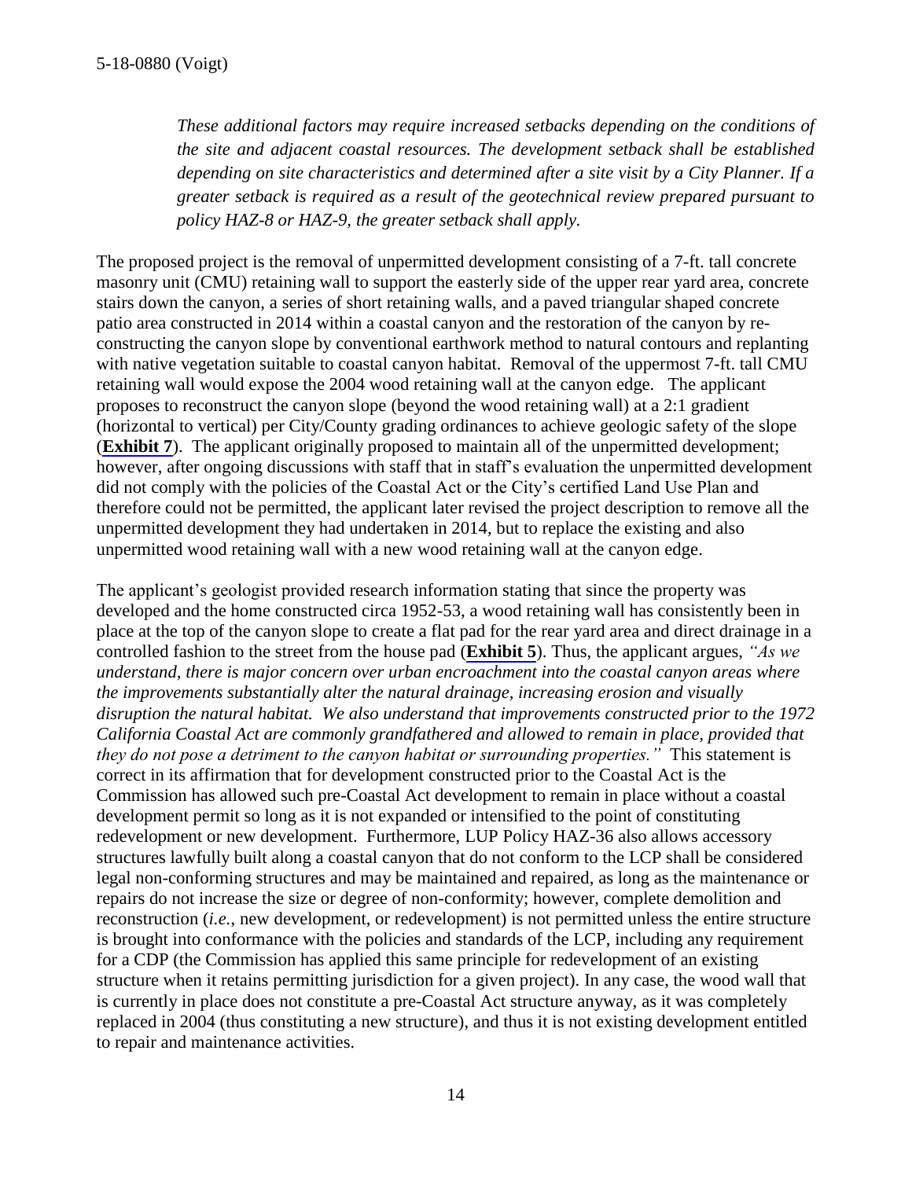*These additional factors may require increased setbacks depending on the conditions of the site and adjacent coastal resources. The development setback shall be established depending on site characteristics and determined after a site visit by a City Planner. If a greater setback is required as a result of the geotechnical review prepared pursuant to policy HAZ-8 or HAZ-9, the greater setback shall apply.*

The proposed project is the removal of unpermitted development consisting of a 7-ft. tall concrete masonry unit (CMU) retaining wall to support the easterly side of the upper rear yard area, concrete stairs down the canyon, a series of short retaining walls, and a paved triangular shaped concrete patio area constructed in 2014 within a coastal canyon and the restoration of the canyon by re-constructing the canyon slope by conventional earthwork method to natural contours and replanting with native vegetation suitable to coastal canyon habitat. Removal of the uppermost 7-ft. tall CMU retaining wall would expose the 2004 wood retaining wall at the canyon edge. The applicant proposes to reconstruct the canyon slope (beyond the wood retaining wall) at a 2:1 gradient (horizontal to vertical) per City/County grading ordinances to achieve geologic safety of the slope (**Exhibit 7**). The applicant originally proposed to maintain all of the unpermitted development; however, after ongoing discussions with staff that in staff's evaluation the unpermitted development did not comply with the policies of the Coastal Act or the City's certified Land Use Plan and therefore could not be permitted, the applicant later revised the project description to remove all the unpermitted development they had undertaken in 2014, but to replace the existing and also unpermitted wood retaining wall with a new wood retaining wall at the canyon edge.

The applicant's geologist provided research information stating that since the property was developed and the home constructed circa 1952-53, a wood retaining wall has consistently been in place at the top of the canyon slope to create a flat pad for the rear yard area and direct drainage in a controlled fashion to the street from the house pad (**Exhibit 5**). Thus, the applicant argues, *"As we understand, there is major concern over urban encroachment into the coastal canyon areas where the improvements substantially alter the natural drainage, increasing erosion and visually disruption the natural habitat. We also understand that improvements constructed prior to the 1972 California Coastal Act are commonly grandfathered and allowed to remain in place, provided that they do not pose a detriment to the canyon habitat or surrounding properties."* This statement is correct in its affirmation that for development constructed prior to the Coastal Act is the Commission has allowed such pre-Coastal Act development to remain in place without a coastal development permit so long as it is not expanded or intensified to the point of constituting redevelopment or new development. Furthermore, LUP Policy HAZ-36 also allows accessory structures lawfully built along a coastal canyon that do not conform to the LCP shall be considered legal non-conforming structures and may be maintained and repaired, as long as the maintenance or repairs do not increase the size or degree of non-conformity; however, complete demolition and reconstruction (*i.e.*, new development, or redevelopment) is not permitted unless the entire structure is brought into conformance with the policies and standards of the LCP, including any requirement for a CDP (the Commission has applied this same principle for redevelopment of an existing structure when it retains permitting jurisdiction for a given project). In any case, the wood wall that is currently in place does not constitute a pre-Coastal Act structure anyway, as it was completely replaced in 2004 (thus constituting a new structure), and thus it is not existing development entitled to repair and maintenance activities.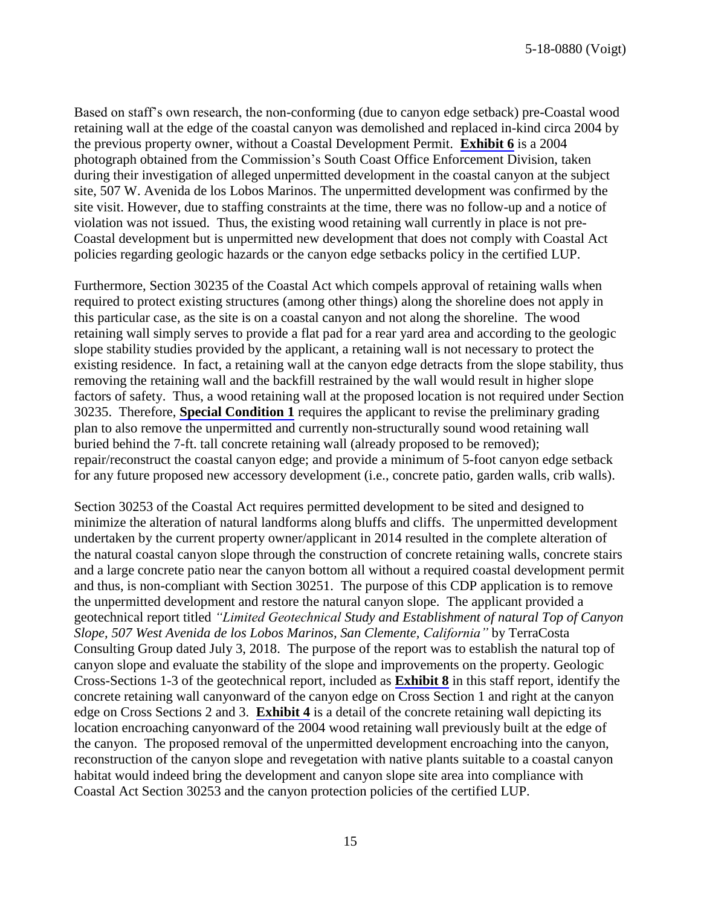Based on staff's own research, the non-conforming (due to canyon edge setback) pre-Coastal wood retaining wall at the edge of the coastal canyon was demolished and replaced in-kind circa 2004 by the previous property owner, without a Coastal Development Permit. **Exhibit 6** is a 2004 photograph obtained from the Commission's South Coast Office Enforcement Division, taken during their investigation of alleged unpermitted development in the coastal canyon at the subject site, 507 W. Avenida de los Lobos Marinos. The unpermitted development was confirmed by the site visit. However, due to staffing constraints at the time, there was no follow-up and a notice of violation was not issued. Thus, the existing wood retaining wall currently in place is not pre-Coastal development but is unpermitted new development that does not comply with Coastal Act policies regarding geologic hazards or the canyon edge setbacks policy in the certified LUP.

Furthermore, Section 30235 of the Coastal Act which compels approval of retaining walls when required to protect existing structures (among other things) along the shoreline does not apply in this particular case, as the site is on a coastal canyon and not along the shoreline. The wood retaining wall simply serves to provide a flat pad for a rear yard area and according to the geologic slope stability studies provided by the applicant, a retaining wall is not necessary to protect the existing residence. In fact, a retaining wall at the canyon edge detracts from the slope stability, thus removing the retaining wall and the backfill restrained by the wall would result in higher slope factors of safety. Thus, a wood retaining wall at the proposed location is not required under Section 30235. Therefore, **Special Condition 1** requires the applicant to revise the preliminary grading plan to also remove the unpermitted and currently non-structurally sound wood retaining wall buried behind the 7-ft. tall concrete retaining wall (already proposed to be removed); repair/reconstruct the coastal canyon edge; and provide a minimum of 5-foot canyon edge setback for any future proposed new accessory development (i.e., concrete patio, garden walls, crib walls).

Section 30253 of the Coastal Act requires permitted development to be sited and designed to minimize the alteration of natural landforms along bluffs and cliffs. The unpermitted development undertaken by the current property owner/applicant in 2014 resulted in the complete alteration of the natural coastal canyon slope through the construction of concrete retaining walls, concrete stairs and a large concrete patio near the canyon bottom all without a required coastal development permit and thus, is non-compliant with Section 30251. The purpose of this CDP application is to remove the unpermitted development and restore the natural canyon slope. The applicant provided a geotechnical report titled *"Limited Geotechnical Study and Establishment of natural Top of Canyon Slope, 507 West Avenida de los Lobos Marinos, San Clemente, California"* by TerraCosta Consulting Group dated July 3, 2018. The purpose of the report was to establish the natural top of canyon slope and evaluate the stability of the slope and improvements on the property. Geologic Cross-Sections 1-3 of the geotechnical report, included as **Exhibit 8** in this staff report, identify the concrete retaining wall canyonward of the canyon edge on Cross Section 1 and right at the canyon edge on Cross Sections 2 and 3. **Exhibit 4** is a detail of the concrete retaining wall depicting its location encroaching canyonward of the 2004 wood retaining wall previously built at the edge of the canyon. The proposed removal of the unpermitted development encroaching into the canyon, reconstruction of the canyon slope and revegetation with native plants suitable to a coastal canyon habitat would indeed bring the development and canyon slope site area into compliance with Coastal Act Section 30253 and the canyon protection policies of the certified LUP.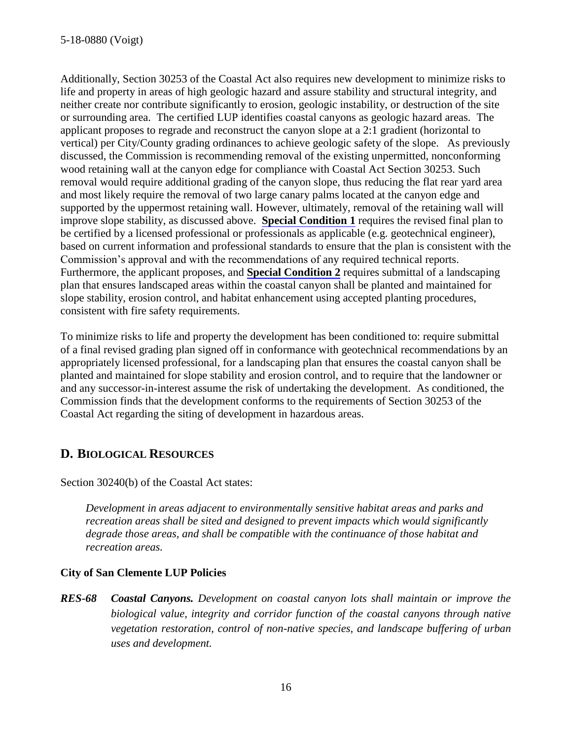Additionally, Section 30253 of the Coastal Act also requires new development to minimize risks to life and property in areas of high geologic hazard and assure stability and structural integrity, and neither create nor contribute significantly to erosion, geologic instability, or destruction of the site or surrounding area. The certified LUP identifies coastal canyons as geologic hazard areas. The applicant proposes to regrade and reconstruct the canyon slope at a 2:1 gradient (horizontal to vertical) per City/County grading ordinances to achieve geologic safety of the slope. As previously discussed, the Commission is recommending removal of the existing unpermitted, nonconforming wood retaining wall at the canyon edge for compliance with Coastal Act Section 30253. Such removal would require additional grading of the canyon slope, thus reducing the flat rear yard area and most likely require the removal of two large canary palms located at the canyon edge and supported by the uppermost retaining wall. However, ultimately, removal of the retaining wall will improve slope stability, as discussed above. **Special Condition 1** requires the revised final plan to be certified by a licensed professional or professionals as applicable (e.g. geotechnical engineer), based on current information and professional standards to ensure that the plan is consistent with the Commission's approval and with the recommendations of any required technical reports. Furthermore, the applicant proposes, and **Special Condition 2** requires submittal of a landscaping plan that ensures landscaped areas within the coastal canyon shall be planted and maintained for slope stability, erosion control, and habitat enhancement using accepted planting procedures, consistent with fire safety requirements.

To minimize risks to life and property the development has been conditioned to: require submittal of a final revised grading plan signed off in conformance with geotechnical recommendations by an appropriately licensed professional, for a landscaping plan that ensures the coastal canyon shall be planted and maintained for slope stability and erosion control, and to require that the landowner or and any successor-in-interest assume the risk of undertaking the development. As conditioned, the Commission finds that the development conforms to the requirements of Section 30253 of the Coastal Act regarding the siting of development in hazardous areas.

## D. BIOLOGICAL RESOURCES

Section 30240(b) of the Coastal Act states:

> *Development in areas adjacent to environmentally sensitive habitat areas and parks and recreation areas shall be sited and designed to prevent impacts which would significantly degrade those areas, and shall be compatible with the continuance of those habitat and recreation areas.*

### City of San Clemente LUP Policies

***RES-68*** ***Coastal Canyons.*** *Development on coastal canyon lots shall maintain or improve the biological value, integrity and corridor function of the coastal canyons through native vegetation restoration, control of non-native species, and landscape buffering of urban uses and development.*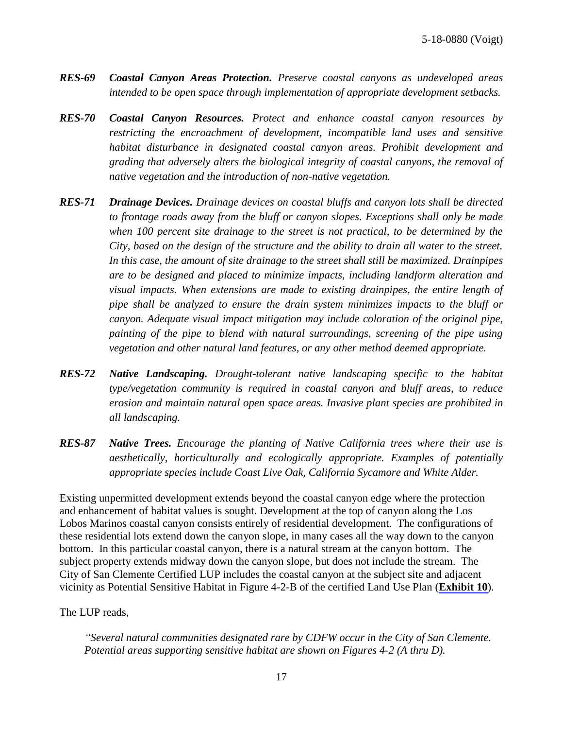***RES-69 Coastal Canyon Areas Protection.*** *Preserve coastal canyons as undeveloped areas intended to be open space through implementation of appropriate development setbacks.*

***RES-70 Coastal Canyon Resources.*** *Protect and enhance coastal canyon resources by restricting the encroachment of development, incompatible land uses and sensitive habitat disturbance in designated coastal canyon areas. Prohibit development and grading that adversely alters the biological integrity of coastal canyons, the removal of native vegetation and the introduction of non-native vegetation.*

***RES-71 Drainage Devices.*** *Drainage devices on coastal bluffs and canyon lots shall be directed to frontage roads away from the bluff or canyon slopes. Exceptions shall only be made when 100 percent site drainage to the street is not practical, to be determined by the City, based on the design of the structure and the ability to drain all water to the street. In this case, the amount of site drainage to the street shall still be maximized. Drainpipes are to be designed and placed to minimize impacts, including landform alteration and visual impacts. When extensions are made to existing drainpipes, the entire length of pipe shall be analyzed to ensure the drain system minimizes impacts to the bluff or canyon. Adequate visual impact mitigation may include coloration of the original pipe, painting of the pipe to blend with natural surroundings, screening of the pipe using vegetation and other natural land features, or any other method deemed appropriate.*

***RES-72 Native Landscaping.*** *Drought-tolerant native landscaping specific to the habitat type/vegetation community is required in coastal canyon and bluff areas, to reduce erosion and maintain natural open space areas. Invasive plant species are prohibited in all landscaping.*

***RES-87 Native Trees.*** *Encourage the planting of Native California trees where their use is aesthetically, horticulturally and ecologically appropriate. Examples of potentially appropriate species include Coast Live Oak, California Sycamore and White Alder.*

Existing unpermitted development extends beyond the coastal canyon edge where the protection and enhancement of habitat values is sought. Development at the top of canyon along the Los Lobos Marinos coastal canyon consists entirely of residential development. The configurations of these residential lots extend down the canyon slope, in many cases all the way down to the canyon bottom. In this particular coastal canyon, there is a natural stream at the canyon bottom. The subject property extends midway down the canyon slope, but does not include the stream. The City of San Clemente Certified LUP includes the coastal canyon at the subject site and adjacent vicinity as Potential Sensitive Habitat in Figure 4-2-B of the certified Land Use Plan (**Exhibit 10**).

The LUP reads,

> *"Several natural communities designated rare by CDFW occur in the City of San Clemente. Potential areas supporting sensitive habitat are shown on Figures 4-2 (A thru D).*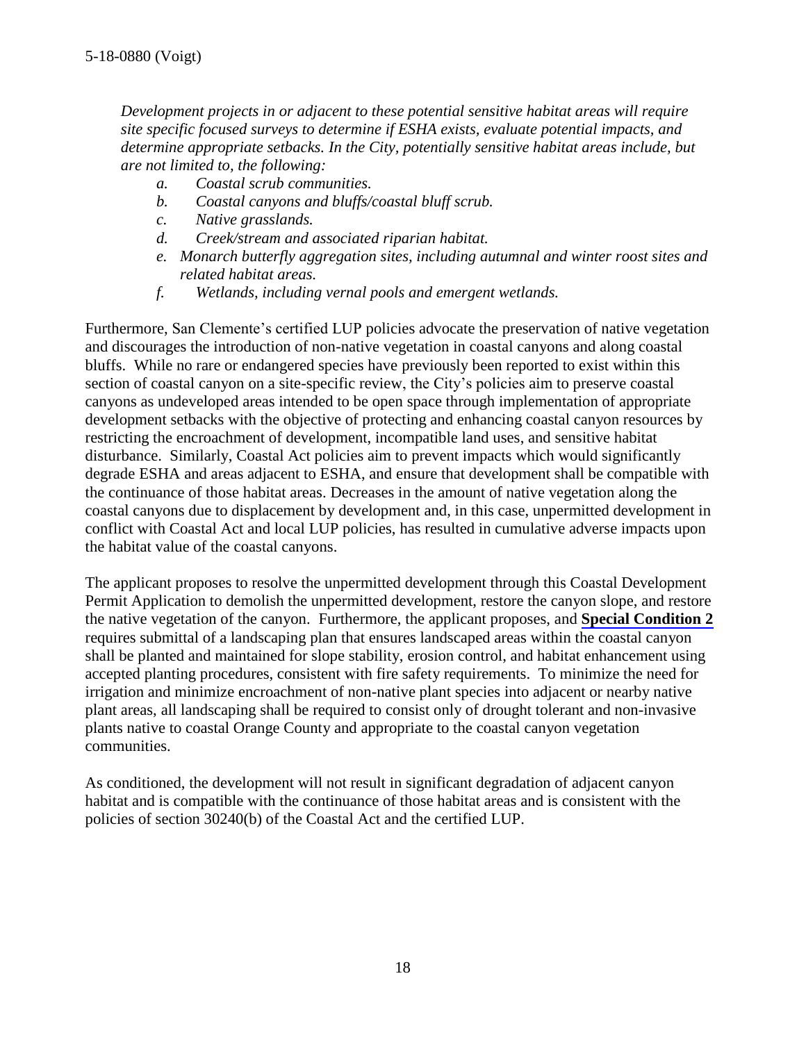*Development projects in or adjacent to these potential sensitive habitat areas will require site specific focused surveys to determine if ESHA exists, evaluate potential impacts, and determine appropriate setbacks. In the City, potentially sensitive habitat areas include, but are not limited to, the following:*

- *a. Coastal scrub communities.*
- *b. Coastal canyons and bluffs/coastal bluff scrub.*
- *c. Native grasslands.*
- *d. Creek/stream and associated riparian habitat.*
- *e. Monarch butterfly aggregation sites, including autumnal and winter roost sites and related habitat areas.*
- *f. Wetlands, including vernal pools and emergent wetlands.*

Furthermore, San Clemente's certified LUP policies advocate the preservation of native vegetation and discourages the introduction of non-native vegetation in coastal canyons and along coastal bluffs. While no rare or endangered species have previously been reported to exist within this section of coastal canyon on a site-specific review, the City's policies aim to preserve coastal canyons as undeveloped areas intended to be open space through implementation of appropriate development setbacks with the objective of protecting and enhancing coastal canyon resources by restricting the encroachment of development, incompatible land uses, and sensitive habitat disturbance. Similarly, Coastal Act policies aim to prevent impacts which would significantly degrade ESHA and areas adjacent to ESHA, and ensure that development shall be compatible with the continuance of those habitat areas. Decreases in the amount of native vegetation along the coastal canyons due to displacement by development and, in this case, unpermitted development in conflict with Coastal Act and local LUP policies, has resulted in cumulative adverse impacts upon the habitat value of the coastal canyons.

The applicant proposes to resolve the unpermitted development through this Coastal Development Permit Application to demolish the unpermitted development, restore the canyon slope, and restore the native vegetation of the canyon. Furthermore, the applicant proposes, and **Special Condition 2** requires submittal of a landscaping plan that ensures landscaped areas within the coastal canyon shall be planted and maintained for slope stability, erosion control, and habitat enhancement using accepted planting procedures, consistent with fire safety requirements. To minimize the need for irrigation and minimize encroachment of non-native plant species into adjacent or nearby native plant areas, all landscaping shall be required to consist only of drought tolerant and non-invasive plants native to coastal Orange County and appropriate to the coastal canyon vegetation communities.

As conditioned, the development will not result in significant degradation of adjacent canyon habitat and is compatible with the continuance of those habitat areas and is consistent with the policies of section 30240(b) of the Coastal Act and the certified LUP.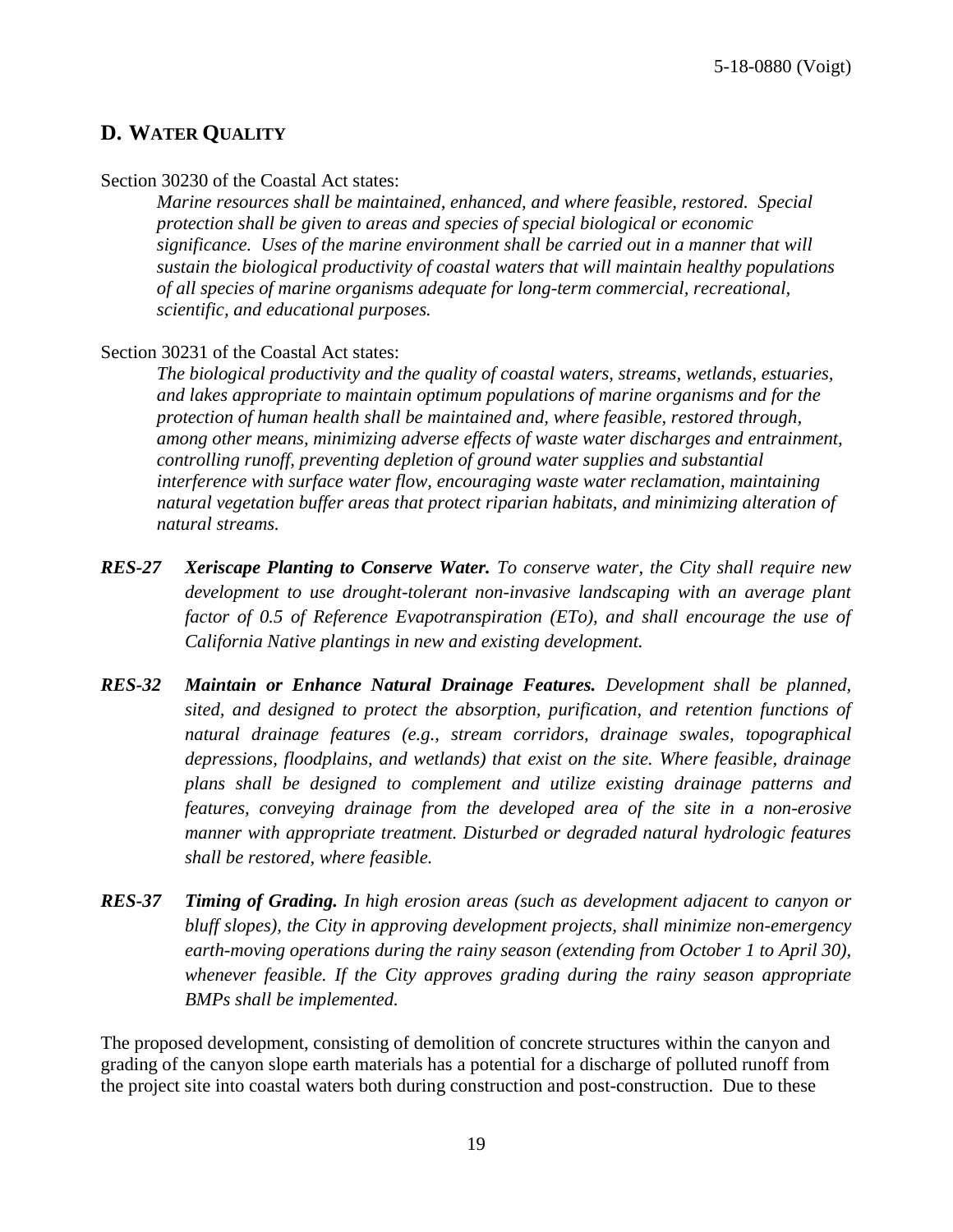## D. WATER QUALITY

Section 30230 of the Coastal Act states:

> *Marine resources shall be maintained, enhanced, and where feasible, restored. Special protection shall be given to areas and species of special biological or economic significance. Uses of the marine environment shall be carried out in a manner that will sustain the biological productivity of coastal waters that will maintain healthy populations of all species of marine organisms adequate for long-term commercial, recreational, scientific, and educational purposes.*

Section 30231 of the Coastal Act states:

> *The biological productivity and the quality of coastal waters, streams, wetlands, estuaries, and lakes appropriate to maintain optimum populations of marine organisms and for the protection of human health shall be maintained and, where feasible, restored through, among other means, minimizing adverse effects of waste water discharges and entrainment, controlling runoff, preventing depletion of ground water supplies and substantial interference with surface water flow, encouraging waste water reclamation, maintaining natural vegetation buffer areas that protect riparian habitats, and minimizing alteration of natural streams.*

***RES-27 Xeriscape Planting to Conserve Water.*** *To conserve water, the City shall require new development to use drought-tolerant non-invasive landscaping with an average plant factor of 0.5 of Reference Evapotranspiration (ETo), and shall encourage the use of California Native plantings in new and existing development.*

***RES-32 Maintain or Enhance Natural Drainage Features.*** *Development shall be planned, sited, and designed to protect the absorption, purification, and retention functions of natural drainage features (e.g., stream corridors, drainage swales, topographical depressions, floodplains, and wetlands) that exist on the site. Where feasible, drainage plans shall be designed to complement and utilize existing drainage patterns and features, conveying drainage from the developed area of the site in a non-erosive manner with appropriate treatment. Disturbed or degraded natural hydrologic features shall be restored, where feasible.*

***RES-37 Timing of Grading.*** *In high erosion areas (such as development adjacent to canyon or bluff slopes), the City in approving development projects, shall minimize non-emergency earth-moving operations during the rainy season (extending from October 1 to April 30), whenever feasible. If the City approves grading during the rainy season appropriate BMPs shall be implemented.*

The proposed development, consisting of demolition of concrete structures within the canyon and grading of the canyon slope earth materials has a potential for a discharge of polluted runoff from the project site into coastal waters both during construction and post-construction. Due to these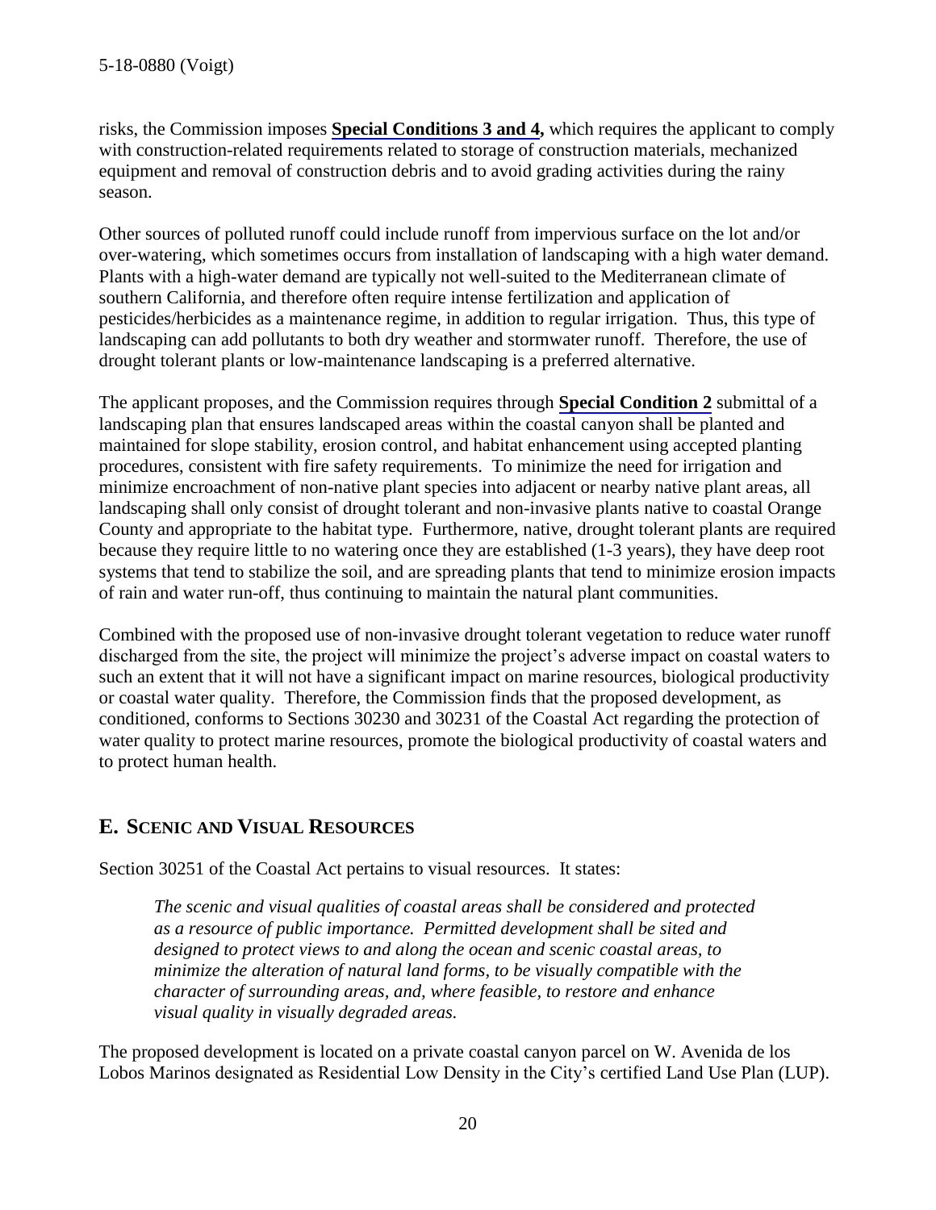risks, the Commission imposes **Special Conditions 3 and 4,** which requires the applicant to comply with construction-related requirements related to storage of construction materials, mechanized equipment and removal of construction debris and to avoid grading activities during the rainy season.

Other sources of polluted runoff could include runoff from impervious surface on the lot and/or over-watering, which sometimes occurs from installation of landscaping with a high water demand. Plants with a high-water demand are typically not well-suited to the Mediterranean climate of southern California, and therefore often require intense fertilization and application of pesticides/herbicides as a maintenance regime, in addition to regular irrigation. Thus, this type of landscaping can add pollutants to both dry weather and stormwater runoff. Therefore, the use of drought tolerant plants or low-maintenance landscaping is a preferred alternative.

The applicant proposes, and the Commission requires through **Special Condition 2** submittal of a landscaping plan that ensures landscaped areas within the coastal canyon shall be planted and maintained for slope stability, erosion control, and habitat enhancement using accepted planting procedures, consistent with fire safety requirements. To minimize the need for irrigation and minimize encroachment of non-native plant species into adjacent or nearby native plant areas, all landscaping shall only consist of drought tolerant and non-invasive plants native to coastal Orange County and appropriate to the habitat type. Furthermore, native, drought tolerant plants are required because they require little to no watering once they are established (1-3 years), they have deep root systems that tend to stabilize the soil, and are spreading plants that tend to minimize erosion impacts of rain and water run-off, thus continuing to maintain the natural plant communities.

Combined with the proposed use of non-invasive drought tolerant vegetation to reduce water runoff discharged from the site, the project will minimize the project's adverse impact on coastal waters to such an extent that it will not have a significant impact on marine resources, biological productivity or coastal water quality. Therefore, the Commission finds that the proposed development, as conditioned, conforms to Sections 30230 and 30231 of the Coastal Act regarding the protection of water quality to protect marine resources, promote the biological productivity of coastal waters and to protect human health.

## E. Scenic and Visual Resources

Section 30251 of the Coastal Act pertains to visual resources. It states:

> *The scenic and visual qualities of coastal areas shall be considered and protected as a resource of public importance. Permitted development shall be sited and designed to protect views to and along the ocean and scenic coastal areas, to minimize the alteration of natural land forms, to be visually compatible with the character of surrounding areas, and, where feasible, to restore and enhance visual quality in visually degraded areas.*

The proposed development is located on a private coastal canyon parcel on W. Avenida de los Lobos Marinos designated as Residential Low Density in the City's certified Land Use Plan (LUP).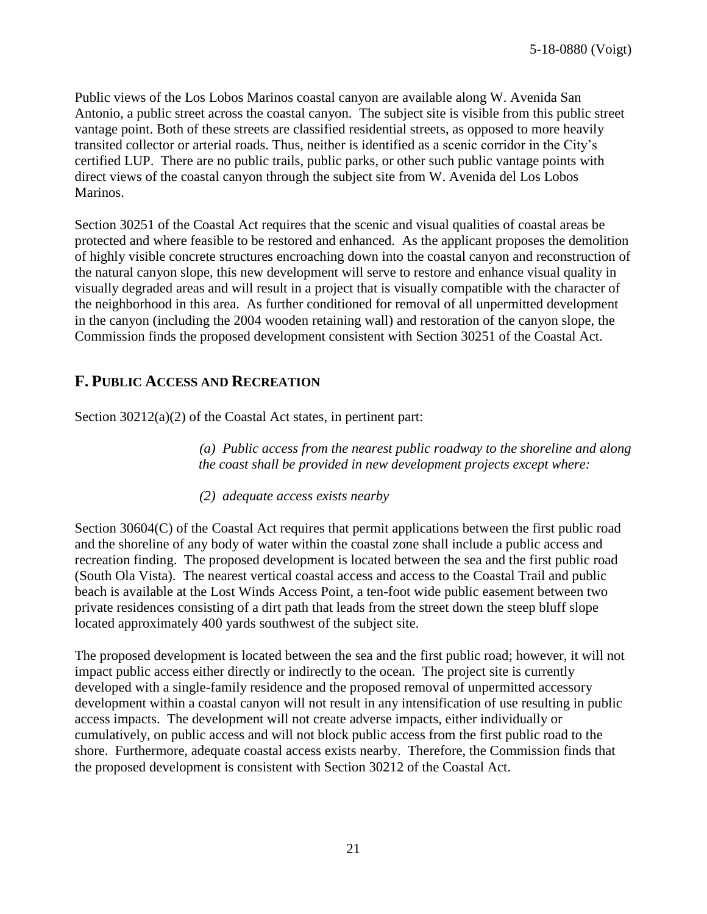Public views of the Los Lobos Marinos coastal canyon are available along W. Avenida San Antonio, a public street across the coastal canyon. The subject site is visible from this public street vantage point. Both of these streets are classified residential streets, as opposed to more heavily transited collector or arterial roads. Thus, neither is identified as a scenic corridor in the City's certified LUP. There are no public trails, public parks, or other such public vantage points with direct views of the coastal canyon through the subject site from W. Avenida del Los Lobos Marinos.

Section 30251 of the Coastal Act requires that the scenic and visual qualities of coastal areas be protected and where feasible to be restored and enhanced. As the applicant proposes the demolition of highly visible concrete structures encroaching down into the coastal canyon and reconstruction of the natural canyon slope, this new development will serve to restore and enhance visual quality in visually degraded areas and will result in a project that is visually compatible with the character of the neighborhood in this area. As further conditioned for removal of all unpermitted development in the canyon (including the 2004 wooden retaining wall) and restoration of the canyon slope, the Commission finds the proposed development consistent with Section 30251 of the Coastal Act.

## F. PUBLIC ACCESS AND RECREATION

Section 30212(a)(2) of the Coastal Act states, in pertinent part:

> *(a) Public access from the nearest public roadway to the shoreline and along the coast shall be provided in new development projects except where:*
>
> *(2) adequate access exists nearby*

Section 30604(C) of the Coastal Act requires that permit applications between the first public road and the shoreline of any body of water within the coastal zone shall include a public access and recreation finding. The proposed development is located between the sea and the first public road (South Ola Vista). The nearest vertical coastal access and access to the Coastal Trail and public beach is available at the Lost Winds Access Point, a ten-foot wide public easement between two private residences consisting of a dirt path that leads from the street down the steep bluff slope located approximately 400 yards southwest of the subject site.

The proposed development is located between the sea and the first public road; however, it will not impact public access either directly or indirectly to the ocean. The project site is currently developed with a single-family residence and the proposed removal of unpermitted accessory development within a coastal canyon will not result in any intensification of use resulting in public access impacts. The development will not create adverse impacts, either individually or cumulatively, on public access and will not block public access from the first public road to the shore. Furthermore, adequate coastal access exists nearby. Therefore, the Commission finds that the proposed development is consistent with Section 30212 of the Coastal Act.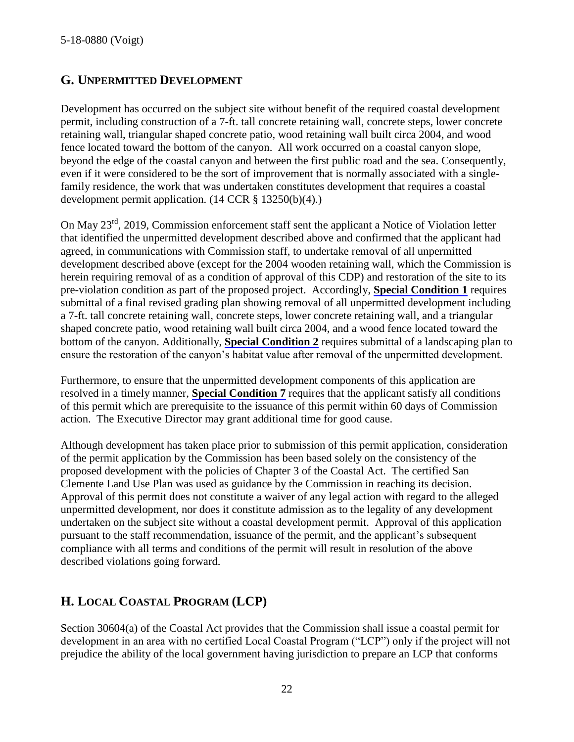## G. UNPERMITTED DEVELOPMENT

Development has occurred on the subject site without benefit of the required coastal development permit, including construction of a 7-ft. tall concrete retaining wall, concrete steps, lower concrete retaining wall, triangular shaped concrete patio, wood retaining wall built circa 2004, and wood fence located toward the bottom of the canyon. All work occurred on a coastal canyon slope, beyond the edge of the coastal canyon and between the first public road and the sea. Consequently, even if it were considered to be the sort of improvement that is normally associated with a single-family residence, the work that was undertaken constitutes development that requires a coastal development permit application. (14 CCR § 13250(b)(4).)

On May 23rd, 2019, Commission enforcement staff sent the applicant a Notice of Violation letter that identified the unpermitted development described above and confirmed that the applicant had agreed, in communications with Commission staff, to undertake removal of all unpermitted development described above (except for the 2004 wooden retaining wall, which the Commission is herein requiring removal of as a condition of approval of this CDP) and restoration of the site to its pre-violation condition as part of the proposed project. Accordingly, **Special Condition 1** requires submittal of a final revised grading plan showing removal of all unpermitted development including a 7-ft. tall concrete retaining wall, concrete steps, lower concrete retaining wall, and a triangular shaped concrete patio, wood retaining wall built circa 2004, and a wood fence located toward the bottom of the canyon. Additionally, **Special Condition 2** requires submittal of a landscaping plan to ensure the restoration of the canyon's habitat value after removal of the unpermitted development.

Furthermore, to ensure that the unpermitted development components of this application are resolved in a timely manner, **Special Condition 7** requires that the applicant satisfy all conditions of this permit which are prerequisite to the issuance of this permit within 60 days of Commission action. The Executive Director may grant additional time for good cause.

Although development has taken place prior to submission of this permit application, consideration of the permit application by the Commission has been based solely on the consistency of the proposed development with the policies of Chapter 3 of the Coastal Act. The certified San Clemente Land Use Plan was used as guidance by the Commission in reaching its decision. Approval of this permit does not constitute a waiver of any legal action with regard to the alleged unpermitted development, nor does it constitute admission as to the legality of any development undertaken on the subject site without a coastal development permit. Approval of this application pursuant to the staff recommendation, issuance of the permit, and the applicant's subsequent compliance with all terms and conditions of the permit will result in resolution of the above described violations going forward.

## H. LOCAL COASTAL PROGRAM (LCP)

Section 30604(a) of the Coastal Act provides that the Commission shall issue a coastal permit for development in an area with no certified Local Coastal Program ("LCP") only if the project will not prejudice the ability of the local government having jurisdiction to prepare an LCP that conforms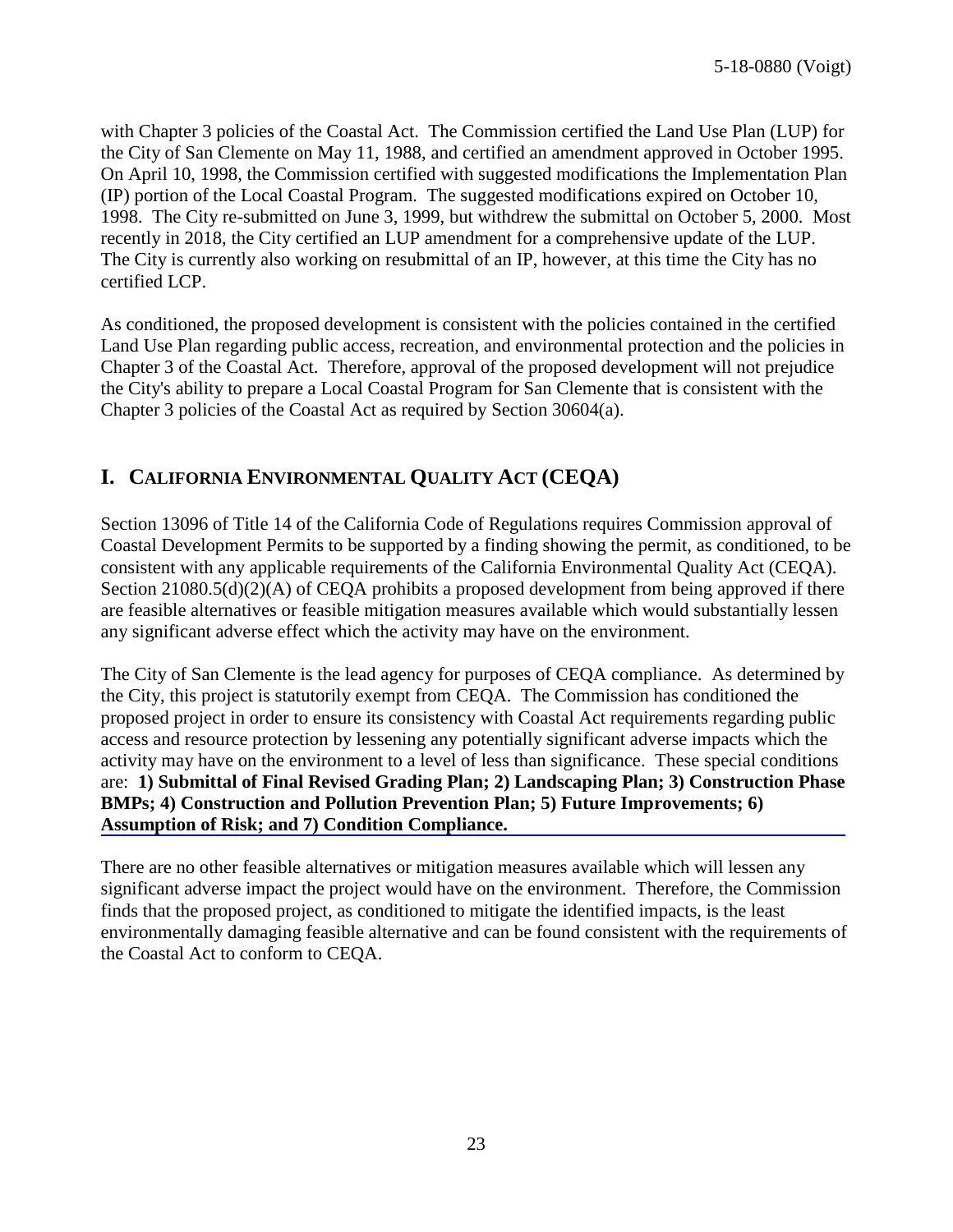with Chapter 3 policies of the Coastal Act. The Commission certified the Land Use Plan (LUP) for the City of San Clemente on May 11, 1988, and certified an amendment approved in October 1995. On April 10, 1998, the Commission certified with suggested modifications the Implementation Plan (IP) portion of the Local Coastal Program. The suggested modifications expired on October 10, 1998. The City re-submitted on June 3, 1999, but withdrew the submittal on October 5, 2000. Most recently in 2018, the City certified an LUP amendment for a comprehensive update of the LUP. The City is currently also working on resubmittal of an IP, however, at this time the City has no certified LCP.

As conditioned, the proposed development is consistent with the policies contained in the certified Land Use Plan regarding public access, recreation, and environmental protection and the policies in Chapter 3 of the Coastal Act. Therefore, approval of the proposed development will not prejudice the City's ability to prepare a Local Coastal Program for San Clemente that is consistent with the Chapter 3 policies of the Coastal Act as required by Section 30604(a).

## I. CALIFORNIA ENVIRONMENTAL QUALITY ACT (CEQA)

Section 13096 of Title 14 of the California Code of Regulations requires Commission approval of Coastal Development Permits to be supported by a finding showing the permit, as conditioned, to be consistent with any applicable requirements of the California Environmental Quality Act (CEQA). Section 21080.5(d)(2)(A) of CEQA prohibits a proposed development from being approved if there are feasible alternatives or feasible mitigation measures available which would substantially lessen any significant adverse effect which the activity may have on the environment.

The City of San Clemente is the lead agency for purposes of CEQA compliance. As determined by the City, this project is statutorily exempt from CEQA. The Commission has conditioned the proposed project in order to ensure its consistency with Coastal Act requirements regarding public access and resource protection by lessening any potentially significant adverse impacts which the activity may have on the environment to a level of less than significance. These special conditions are: **1) Submittal of Final Revised Grading Plan; 2) Landscaping Plan; 3) Construction Phase BMPs; 4) Construction and Pollution Prevention Plan; 5) Future Improvements; 6) Assumption of Risk; and 7) Condition Compliance.**

There are no other feasible alternatives or mitigation measures available which will lessen any significant adverse impact the project would have on the environment. Therefore, the Commission finds that the proposed project, as conditioned to mitigate the identified impacts, is the least environmentally damaging feasible alternative and can be found consistent with the requirements of the Coastal Act to conform to CEQA.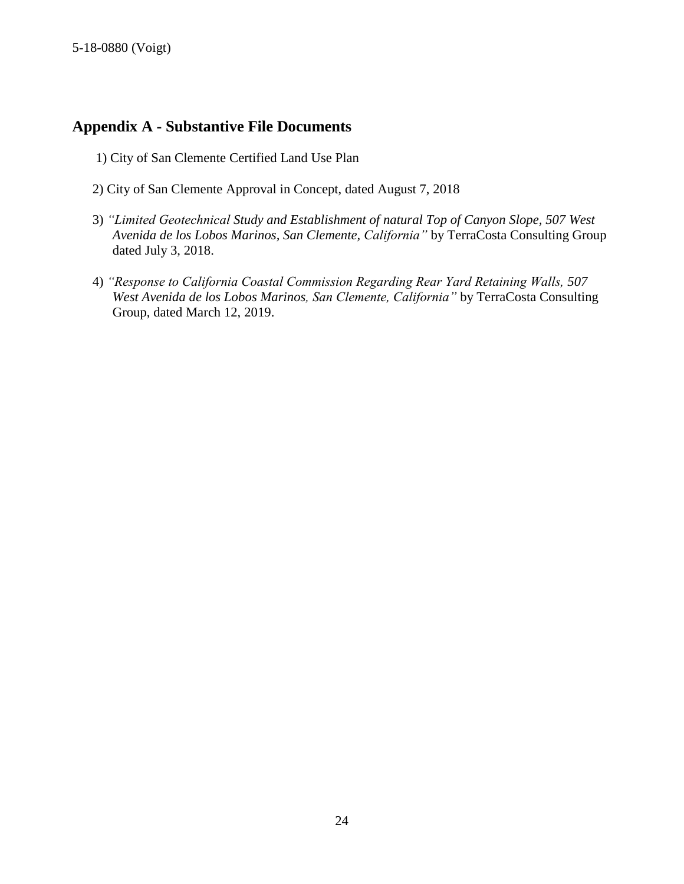## Appendix A - Substantive File Documents

1) City of San Clemente Certified Land Use Plan

2) City of San Clemente Approval in Concept, dated August 7, 2018

3) *"Limited Geotechnical Study and Establishment of natural Top of Canyon Slope, 507 West Avenida de los Lobos Marinos, San Clemente, California"* by TerraCosta Consulting Group dated July 3, 2018.

4) *"Response to California Coastal Commission Regarding Rear Yard Retaining Walls, 507 West Avenida de los Lobos Marinos, San Clemente, California"* by TerraCosta Consulting Group, dated March 12, 2019.